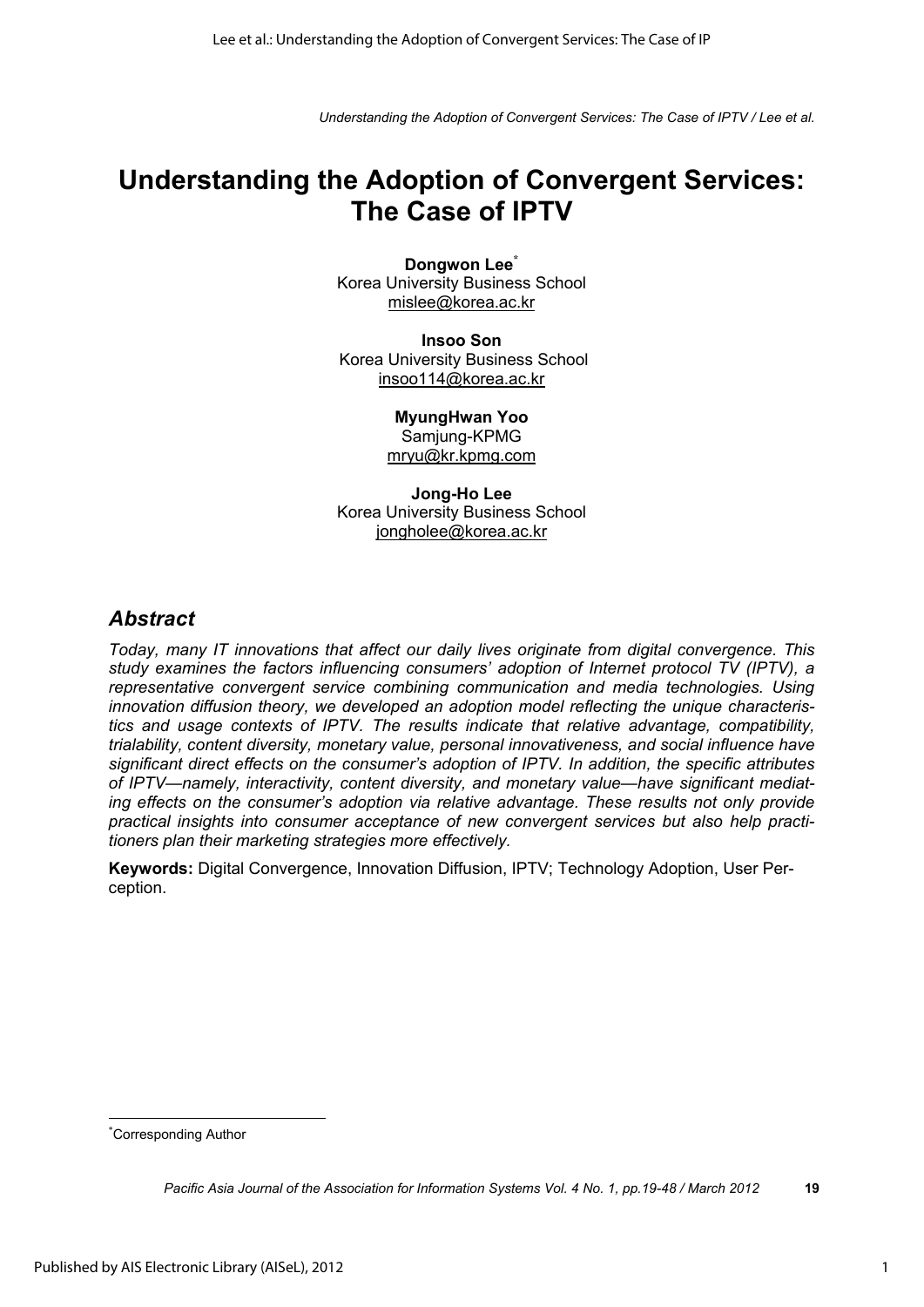# Understanding the Adoption of Convergent Services: The Case of IPTV

**Dongwon Lee**[*]
Korea University Business School
mislee@korea.ac.kr

**Insoo Son**
Korea University Business School
insoo114@korea.ac.kr

**MyungHwan Yoo**
Samjung-KPMG
mryu@kr.kpmg.com

**Jong-Ho Lee**
Korea University Business School
jongholee@korea.ac.kr

## *Abstract*

*Today, many IT innovations that affect our daily lives originate from digital convergence. This study examines the factors influencing consumers' adoption of Internet protocol TV (IPTV), a representative convergent service combining communication and media technologies. Using innovation diffusion theory, we developed an adoption model reflecting the unique characteristics and usage contexts of IPTV. The results indicate that relative advantage, compatibility, trialability, content diversity, monetary value, personal innovativeness, and social influence have significant direct effects on the consumer's adoption of IPTV. In addition, the specific attributes of IPTV—namely, interactivity, content diversity, and monetary value—have significant mediating effects on the consumer's adoption via relative advantage. These results not only provide practical insights into consumer acceptance of new convergent services but also help practitioners plan their marketing strategies more effectively.*

**Keywords:** Digital Convergence, Innovation Diffusion, IPTV; Technology Adoption, User Perception.

---

[*] Corresponding Author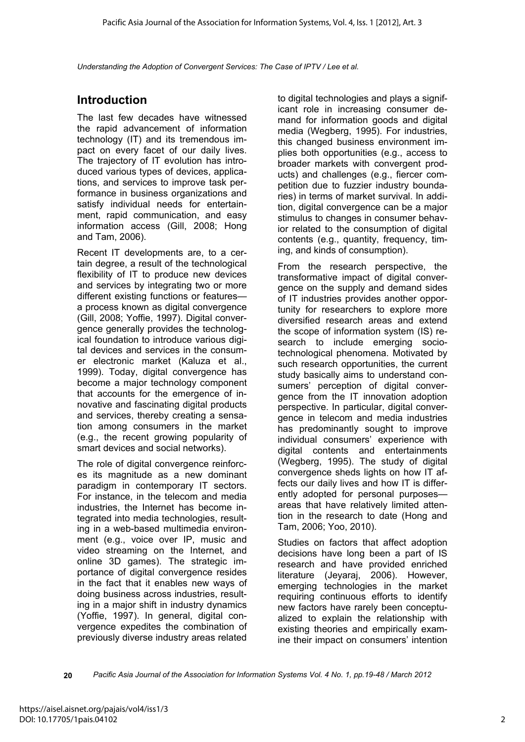## Introduction

The last few decades have witnessed the rapid advancement of information technology (IT) and its tremendous impact on every facet of our daily lives. The trajectory of IT evolution has introduced various types of devices, applications, and services to improve task performance in business organizations and satisfy individual needs for entertainment, rapid communication, and easy information access (Gill, 2008; Hong and Tam, 2006).

Recent IT developments are, to a certain degree, a result of the technological flexibility of IT to produce new devices and services by integrating two or more different existing functions or features—a process known as digital convergence (Gill, 2008; Yoffie, 1997). Digital convergence generally provides the technological foundation to introduce various digital devices and services in the consumer electronic market (Kaluza et al., 1999). Today, digital convergence has become a major technology component that accounts for the emergence of innovative and fascinating digital products and services, thereby creating a sensation among consumers in the market (e.g., the recent growing popularity of smart devices and social networks).

The role of digital convergence reinforces its magnitude as a new dominant paradigm in contemporary IT sectors. For instance, in the telecom and media industries, the Internet has become integrated into media technologies, resulting in a web-based multimedia environment (e.g., voice over IP, music and video streaming on the Internet, and online 3D games). The strategic importance of digital convergence resides in the fact that it enables new ways of doing business across industries, resulting in a major shift in industry dynamics (Yoffie, 1997). In general, digital convergence expedites the combination of previously diverse industry areas related to digital technologies and plays a significant role in increasing consumer demand for information goods and digital media (Wegberg, 1995). For industries, this changed business environment implies both opportunities (e.g., access to broader markets with convergent products) and challenges (e.g., fiercer competition due to fuzzier industry boundaries) in terms of market survival. In addition, digital convergence can be a major stimulus to changes in consumer behavior related to the consumption of digital contents (e.g., quantity, frequency, timing, and kinds of consumption).

From the research perspective, the transformative impact of digital convergence on the supply and demand sides of IT industries provides another opportunity for researchers to explore more diversified research areas and extend the scope of information system (IS) research to include emerging socio-technological phenomena. Motivated by such research opportunities, the current study basically aims to understand consumers' perception of digital convergence from the IT innovation adoption perspective. In particular, digital convergence in telecom and media industries has predominantly sought to improve individual consumers' experience with digital contents and entertainments (Wegberg, 1995). The study of digital convergence sheds lights on how IT affects our daily lives and how IT is differently adopted for personal purposes—areas that have relatively limited attention in the research to date (Hong and Tam, 2006; Yoo, 2010).

Studies on factors that affect adoption decisions have long been a part of IS research and have provided enriched literature (Jeyaraj, 2006). However, emerging technologies in the market requiring continuous efforts to identify new factors have rarely been conceptualized to explain the relationship with existing theories and empirically examine their impact on consumers' intention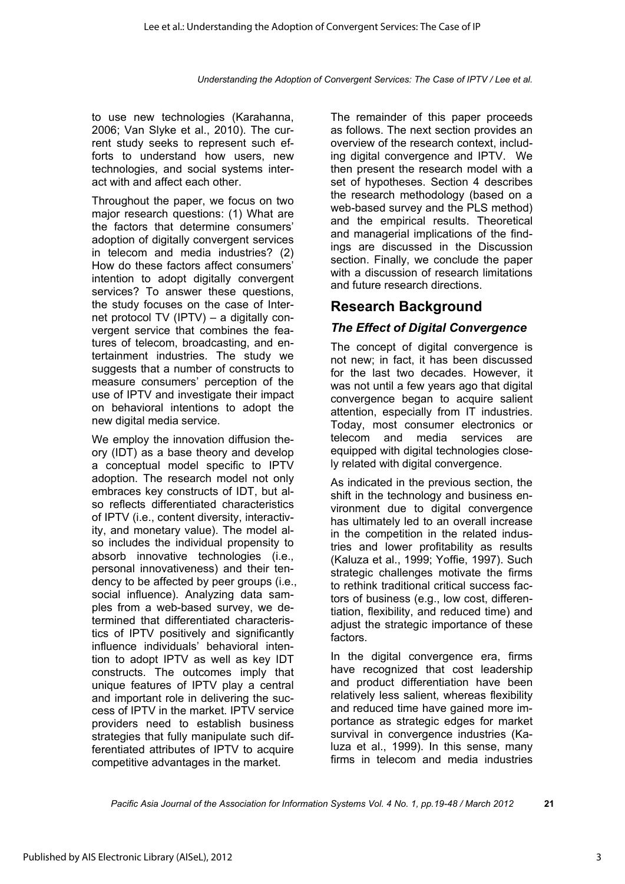to use new technologies (Karahanna, 2006; Van Slyke et al., 2010). The current study seeks to represent such efforts to understand how users, new technologies, and social systems interact with and affect each other.

Throughout the paper, we focus on two major research questions: (1) What are the factors that determine consumers' adoption of digitally convergent services in telecom and media industries? (2) How do these factors affect consumers' intention to adopt digitally convergent services? To answer these questions, the study focuses on the case of Internet protocol TV (IPTV) – a digitally convergent service that combines the features of telecom, broadcasting, and entertainment industries. The study we suggests that a number of constructs to measure consumers' perception of the use of IPTV and investigate their impact on behavioral intentions to adopt the new digital media service.

We employ the innovation diffusion theory (IDT) as a base theory and develop a conceptual model specific to IPTV adoption. The research model not only embraces key constructs of IDT, but also reflects differentiated characteristics of IPTV (i.e., content diversity, interactivity, and monetary value). The model also includes the individual propensity to absorb innovative technologies (i.e., personal innovativeness) and their tendency to be affected by peer groups (i.e., social influence). Analyzing data samples from a web-based survey, we determined that differentiated characteristics of IPTV positively and significantly influence individuals' behavioral intention to adopt IPTV as well as key IDT constructs. The outcomes imply that unique features of IPTV play a central and important role in delivering the success of IPTV in the market. IPTV service providers need to establish business strategies that fully manipulate such differentiated attributes of IPTV to acquire competitive advantages in the market.

The remainder of this paper proceeds as follows. The next section provides an overview of the research context, including digital convergence and IPTV. We then present the research model with a set of hypotheses. Section 4 describes the research methodology (based on a web-based survey and the PLS method) and the empirical results. Theoretical and managerial implications of the findings are discussed in the Discussion section. Finally, we conclude the paper with a discussion of research limitations and future research directions.

## Research Background

### *The Effect of Digital Convergence*

The concept of digital convergence is not new; in fact, it has been discussed for the last two decades. However, it was not until a few years ago that digital convergence began to acquire salient attention, especially from IT industries. Today, most consumer electronics or telecom and media services are equipped with digital technologies closely related with digital convergence.

As indicated in the previous section, the shift in the technology and business environment due to digital convergence has ultimately led to an overall increase in the competition in the related industries and lower profitability as results (Kaluza et al., 1999; Yoffie, 1997). Such strategic challenges motivate the firms to rethink traditional critical success factors of business (e.g., low cost, differentiation, flexibility, and reduced time) and adjust the strategic importance of these factors.

In the digital convergence era, firms have recognized that cost leadership and product differentiation have been relatively less salient, whereas flexibility and reduced time have gained more importance as strategic edges for market survival in convergence industries (Kaluza et al., 1999). In this sense, many firms in telecom and media industries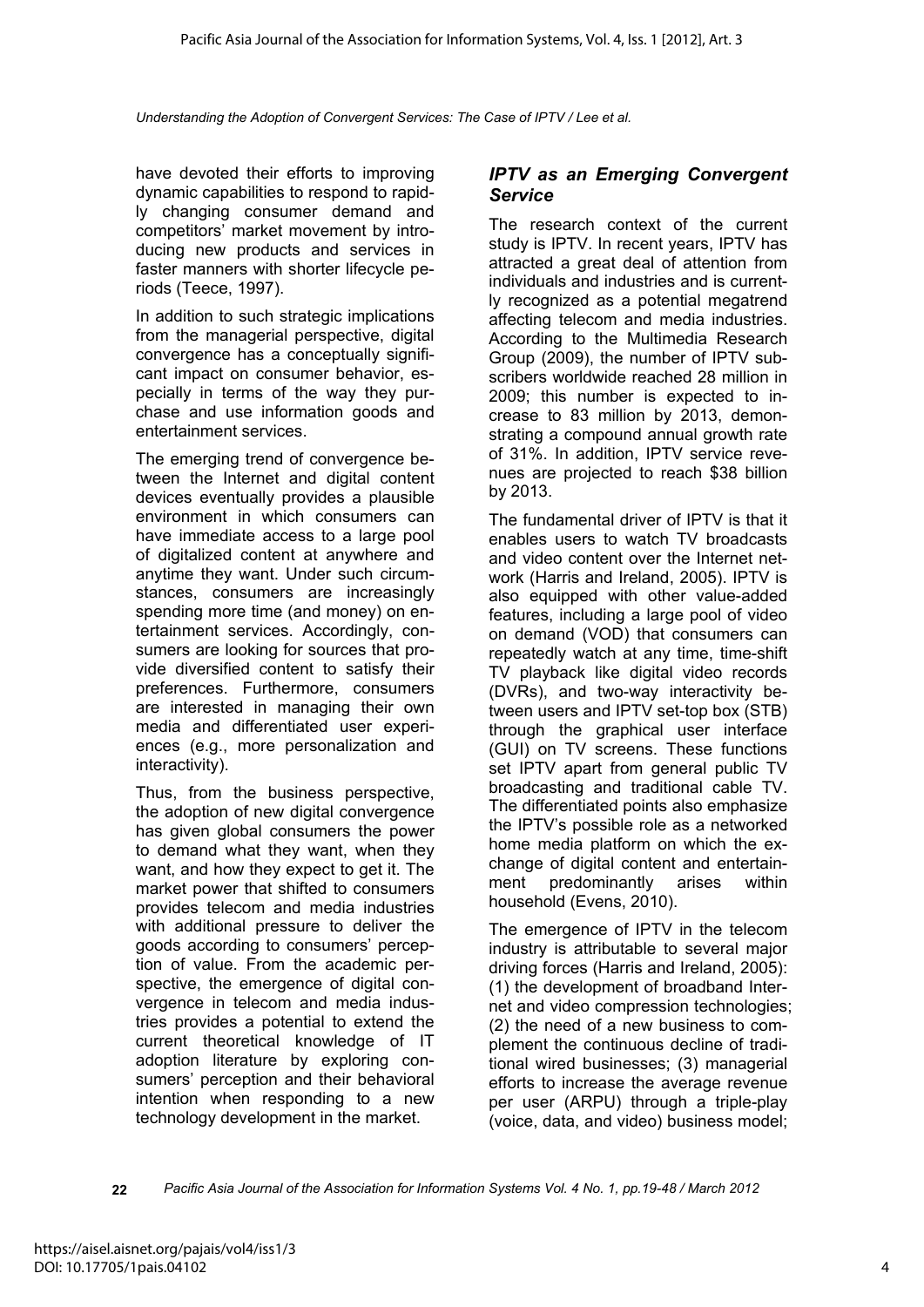have devoted their efforts to improving dynamic capabilities to respond to rapidly changing consumer demand and competitors' market movement by introducing new products and services in faster manners with shorter lifecycle periods (Teece, 1997).

In addition to such strategic implications from the managerial perspective, digital convergence has a conceptually significant impact on consumer behavior, especially in terms of the way they purchase and use information goods and entertainment services.

The emerging trend of convergence between the Internet and digital content devices eventually provides a plausible environment in which consumers can have immediate access to a large pool of digitalized content at anywhere and anytime they want. Under such circumstances, consumers are increasingly spending more time (and money) on entertainment services. Accordingly, consumers are looking for sources that provide diversified content to satisfy their preferences. Furthermore, consumers are interested in managing their own media and differentiated user experiences (e.g., more personalization and interactivity).

Thus, from the business perspective, the adoption of new digital convergence has given global consumers the power to demand what they want, when they want, and how they expect to get it. The market power that shifted to consumers provides telecom and media industries with additional pressure to deliver the goods according to consumers' perception of value. From the academic perspective, the emergence of digital convergence in telecom and media industries provides a potential to extend the current theoretical knowledge of IT adoption literature by exploring consumers' perception and their behavioral intention when responding to a new technology development in the market.

### *IPTV as an Emerging Convergent Service*

The research context of the current study is IPTV. In recent years, IPTV has attracted a great deal of attention from individuals and industries and is currently recognized as a potential megatrend affecting telecom and media industries. According to the Multimedia Research Group (2009), the number of IPTV subscribers worldwide reached 28 million in 2009; this number is expected to increase to 83 million by 2013, demonstrating a compound annual growth rate of 31%. In addition, IPTV service revenues are projected to reach $38 billion by 2013.

The fundamental driver of IPTV is that it enables users to watch TV broadcasts and video content over the Internet network (Harris and Ireland, 2005). IPTV is also equipped with other value-added features, including a large pool of video on demand (VOD) that consumers can repeatedly watch at any time, time-shift TV playback like digital video records (DVRs), and two-way interactivity between users and IPTV set-top box (STB) through the graphical user interface (GUI) on TV screens. These functions set IPTV apart from general public TV broadcasting and traditional cable TV. The differentiated points also emphasize the IPTV's possible role as a networked home media platform on which the exchange of digital content and entertainment predominantly arises within household (Evens, 2010).

The emergence of IPTV in the telecom industry is attributable to several major driving forces (Harris and Ireland, 2005): (1) the development of broadband Internet and video compression technologies; (2) the need of a new business to complement the continuous decline of traditional wired businesses; (3) managerial efforts to increase the average revenue per user (ARPU) through a triple-play (voice, data, and video) business model;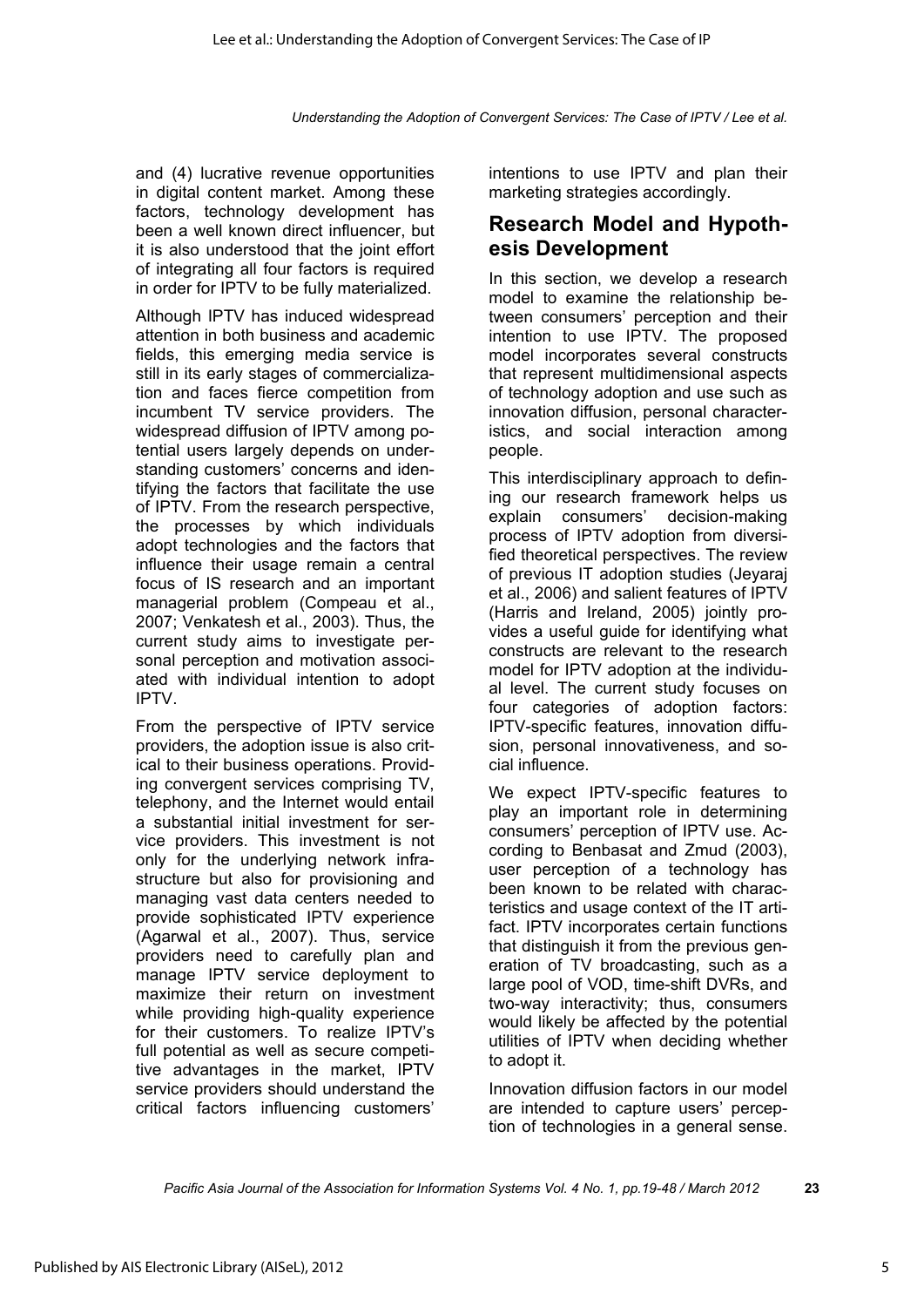and (4) lucrative revenue opportunities in digital content market. Among these factors, technology development has been a well known direct influencer, but it is also understood that the joint effort of integrating all four factors is required in order for IPTV to be fully materialized.

Although IPTV has induced widespread attention in both business and academic fields, this emerging media service is still in its early stages of commercialization and faces fierce competition from incumbent TV service providers. The widespread diffusion of IPTV among potential users largely depends on understanding customers' concerns and identifying the factors that facilitate the use of IPTV. From the research perspective, the processes by which individuals adopt technologies and the factors that influence their usage remain a central focus of IS research and an important managerial problem (Compeau et al., 2007; Venkatesh et al., 2003). Thus, the current study aims to investigate personal perception and motivation associated with individual intention to adopt IPTV.

From the perspective of IPTV service providers, the adoption issue is also critical to their business operations. Providing convergent services comprising TV, telephony, and the Internet would entail a substantial initial investment for service providers. This investment is not only for the underlying network infrastructure but also for provisioning and managing vast data centers needed to provide sophisticated IPTV experience (Agarwal et al., 2007). Thus, service providers need to carefully plan and manage IPTV service deployment to maximize their return on investment while providing high-quality experience for their customers. To realize IPTV's full potential as well as secure competitive advantages in the market, IPTV service providers should understand the critical factors influencing customers' intentions to use IPTV and plan their marketing strategies accordingly.

## Research Model and Hypothesis Development

In this section, we develop a research model to examine the relationship between consumers' perception and their intention to use IPTV. The proposed model incorporates several constructs that represent multidimensional aspects of technology adoption and use such as innovation diffusion, personal characteristics, and social interaction among people.

This interdisciplinary approach to defining our research framework helps us explain consumers' decision-making process of IPTV adoption from diversified theoretical perspectives. The review of previous IT adoption studies (Jeyaraj et al., 2006) and salient features of IPTV (Harris and Ireland, 2005) jointly provides a useful guide for identifying what constructs are relevant to the research model for IPTV adoption at the individual level. The current study focuses on four categories of adoption factors: IPTV-specific features, innovation diffusion, personal innovativeness, and social influence.

We expect IPTV-specific features to play an important role in determining consumers' perception of IPTV use. According to Benbasat and Zmud (2003), user perception of a technology has been known to be related with characteristics and usage context of the IT artifact. IPTV incorporates certain functions that distinguish it from the previous generation of TV broadcasting, such as a large pool of VOD, time-shift DVRs, and two-way interactivity; thus, consumers would likely be affected by the potential utilities of IPTV when deciding whether to adopt it.

Innovation diffusion factors in our model are intended to capture users' perception of technologies in a general sense.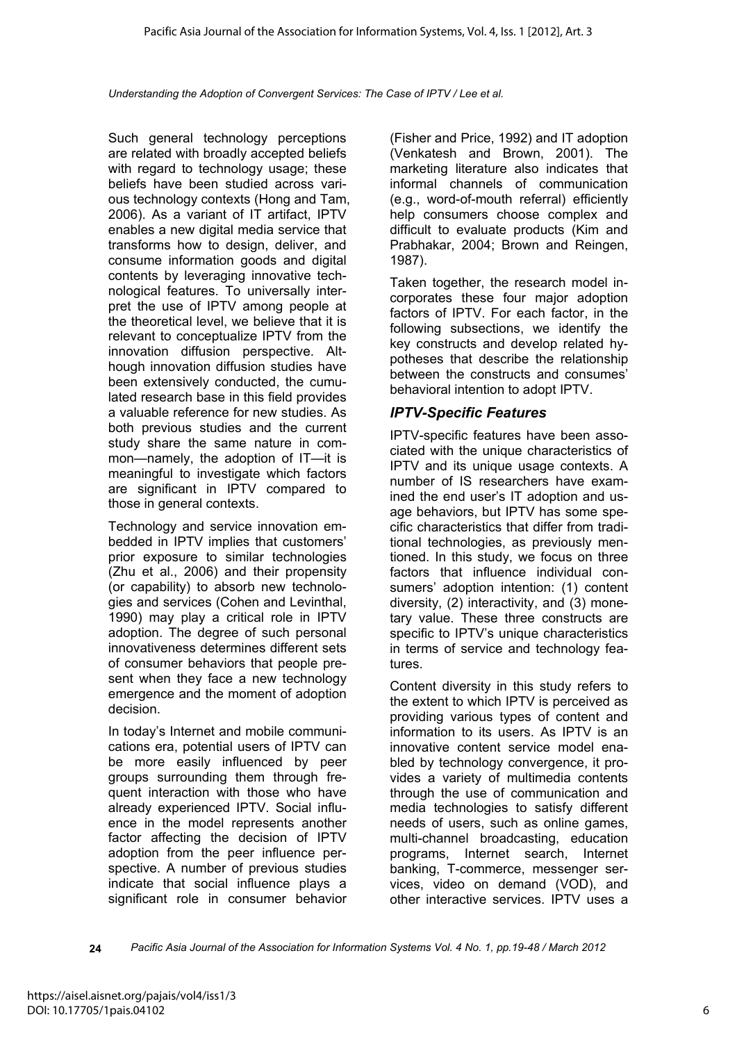Such general technology perceptions are related with broadly accepted beliefs with regard to technology usage; these beliefs have been studied across various technology contexts (Hong and Tam, 2006). As a variant of IT artifact, IPTV enables a new digital media service that transforms how to design, deliver, and consume information goods and digital contents by leveraging innovative technological features. To universally interpret the use of IPTV among people at the theoretical level, we believe that it is relevant to conceptualize IPTV from the innovation diffusion perspective. Although innovation diffusion studies have been extensively conducted, the cumulated research base in this field provides a valuable reference for new studies. As both previous studies and the current study share the same nature in common—namely, the adoption of IT—it is meaningful to investigate which factors are significant in IPTV compared to those in general contexts.

Technology and service innovation embedded in IPTV implies that customers' prior exposure to similar technologies (Zhu et al., 2006) and their propensity (or capability) to absorb new technologies and services (Cohen and Levinthal, 1990) may play a critical role in IPTV adoption. The degree of such personal innovativeness determines different sets of consumer behaviors that people present when they face a new technology emergence and the moment of adoption decision.

In today's Internet and mobile communications era, potential users of IPTV can be more easily influenced by peer groups surrounding them through frequent interaction with those who have already experienced IPTV. Social influence in the model represents another factor affecting the decision of IPTV adoption from the peer influence perspective. A number of previous studies indicate that social influence plays a significant role in consumer behavior (Fisher and Price, 1992) and IT adoption (Venkatesh and Brown, 2001). The marketing literature also indicates that informal channels of communication (e.g., word-of-mouth referral) efficiently help consumers choose complex and difficult to evaluate products (Kim and Prabhakar, 2004; Brown and Reingen, 1987).

Taken together, the research model incorporates these four major adoption factors of IPTV. For each factor, in the following subsections, we identify the key constructs and develop related hypotheses that describe the relationship between the constructs and consumes' behavioral intention to adopt IPTV.

### *IPTV-Specific Features*

IPTV-specific features have been associated with the unique characteristics of IPTV and its unique usage contexts. A number of IS researchers have examined the end user's IT adoption and usage behaviors, but IPTV has some specific characteristics that differ from traditional technologies, as previously mentioned. In this study, we focus on three factors that influence individual consumers' adoption intention: (1) content diversity, (2) interactivity, and (3) monetary value. These three constructs are specific to IPTV's unique characteristics in terms of service and technology features.

Content diversity in this study refers to the extent to which IPTV is perceived as providing various types of content and information to its users. As IPTV is an innovative content service model enabled by technology convergence, it provides a variety of multimedia contents through the use of communication and media technologies to satisfy different needs of users, such as online games, multi-channel broadcasting, education programs, Internet search, Internet banking, T-commerce, messenger services, video on demand (VOD), and other interactive services. IPTV uses a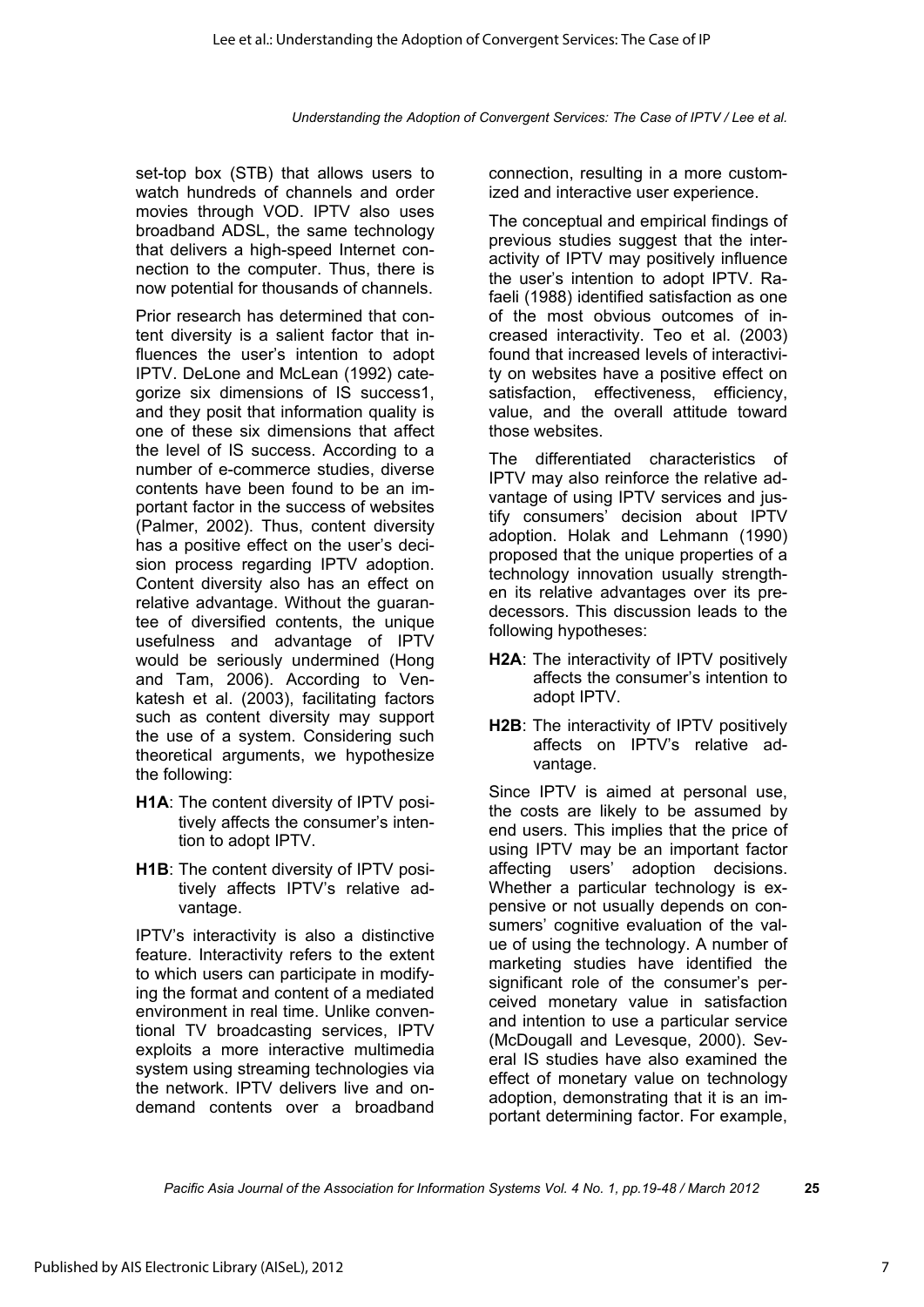set-top box (STB) that allows users to watch hundreds of channels and order movies through VOD. IPTV also uses broadband ADSL, the same technology that delivers a high-speed Internet connection to the computer. Thus, there is now potential for thousands of channels.

Prior research has determined that content diversity is a salient factor that influences the user's intention to adopt IPTV. DeLone and McLean (1992) categorize six dimensions of IS success1, and they posit that information quality is one of these six dimensions that affect the level of IS success. According to a number of e-commerce studies, diverse contents have been found to be an important factor in the success of websites (Palmer, 2002). Thus, content diversity has a positive effect on the user's decision process regarding IPTV adoption. Content diversity also has an effect on relative advantage. Without the guarantee of diversified contents, the unique usefulness and advantage of IPTV would be seriously undermined (Hong and Tam, 2006). According to Venkatesh et al. (2003), facilitating factors such as content diversity may support the use of a system. Considering such theoretical arguments, we hypothesize the following:

- **H1A**: The content diversity of IPTV positively affects the consumer's intention to adopt IPTV.
- **H1B**: The content diversity of IPTV positively affects IPTV's relative advantage.

IPTV's interactivity is also a distinctive feature. Interactivity refers to the extent to which users can participate in modifying the format and content of a mediated environment in real time. Unlike conventional TV broadcasting services, IPTV exploits a more interactive multimedia system using streaming technologies via the network. IPTV delivers live and on-demand contents over a broadband connection, resulting in a more customized and interactive user experience.

The conceptual and empirical findings of previous studies suggest that the interactivity of IPTV may positively influence the user's intention to adopt IPTV. Rafaeli (1988) identified satisfaction as one of the most obvious outcomes of increased interactivity. Teo et al. (2003) found that increased levels of interactivity on websites have a positive effect on satisfaction, effectiveness, efficiency, value, and the overall attitude toward those websites.

The differentiated characteristics of IPTV may also reinforce the relative advantage of using IPTV services and justify consumers' decision about IPTV adoption. Holak and Lehmann (1990) proposed that the unique properties of a technology innovation usually strengthen its relative advantages over its predecessors. This discussion leads to the following hypotheses:

- **H2A**: The interactivity of IPTV positively affects the consumer's intention to adopt IPTV.
- **H2B**: The interactivity of IPTV positively affects on IPTV's relative advantage.

Since IPTV is aimed at personal use, the costs are likely to be assumed by end users. This implies that the price of using IPTV may be an important factor affecting users' adoption decisions. Whether a particular technology is expensive or not usually depends on consumers' cognitive evaluation of the value of using the technology. A number of marketing studies have identified the significant role of the consumer's perceived monetary value in satisfaction and intention to use a particular service (McDougall and Levesque, 2000). Several IS studies have also examined the effect of monetary value on technology adoption, demonstrating that it is an important determining factor. For example,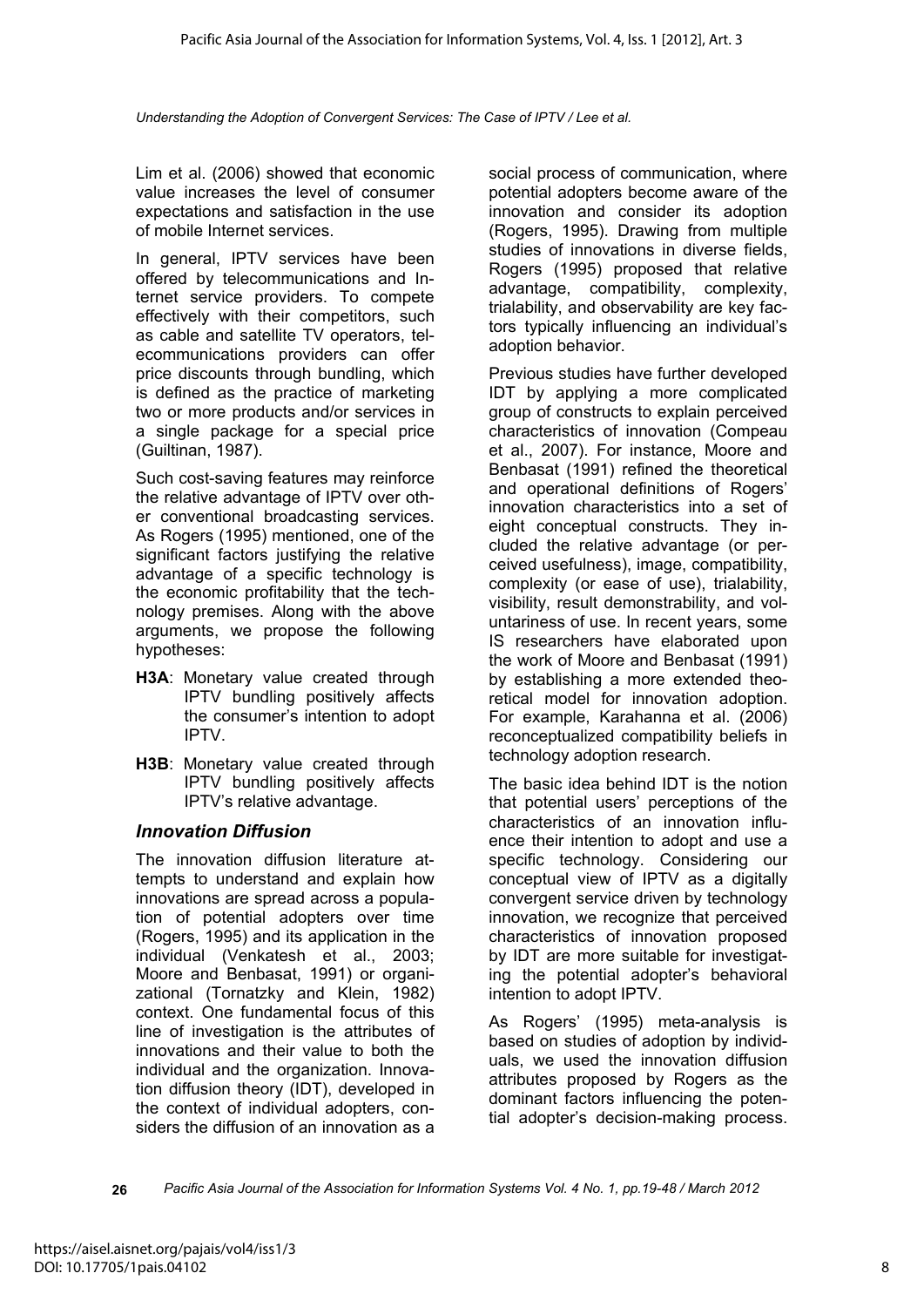Lim et al. (2006) showed that economic value increases the level of consumer expectations and satisfaction in the use of mobile Internet services.

In general, IPTV services have been offered by telecommunications and Internet service providers. To compete effectively with their competitors, such as cable and satellite TV operators, telecommunications providers can offer price discounts through bundling, which is defined as the practice of marketing two or more products and/or services in a single package for a special price (Guiltinan, 1987).

Such cost-saving features may reinforce the relative advantage of IPTV over other conventional broadcasting services. As Rogers (1995) mentioned, one of the significant factors justifying the relative advantage of a specific technology is the economic profitability that the technology premises. Along with the above arguments, we propose the following hypotheses:

- **H3A**: Monetary value created through IPTV bundling positively affects the consumer's intention to adopt IPTV.
- **H3B**: Monetary value created through IPTV bundling positively affects IPTV's relative advantage.

### *Innovation Diffusion*

The innovation diffusion literature attempts to understand and explain how innovations are spread across a population of potential adopters over time (Rogers, 1995) and its application in the individual (Venkatesh et al., 2003; Moore and Benbasat, 1991) or organizational (Tornatzky and Klein, 1982) context. One fundamental focus of this line of investigation is the attributes of innovations and their value to both the individual and the organization. Innovation diffusion theory (IDT), developed in the context of individual adopters, considers the diffusion of an innovation as a social process of communication, where potential adopters become aware of the innovation and consider its adoption (Rogers, 1995). Drawing from multiple studies of innovations in diverse fields, Rogers (1995) proposed that relative advantage, compatibility, complexity, trialability, and observability are key factors typically influencing an individual's adoption behavior.

Previous studies have further developed IDT by applying a more complicated group of constructs to explain perceived characteristics of innovation (Compeau et al., 2007). For instance, Moore and Benbasat (1991) refined the theoretical and operational definitions of Rogers' innovation characteristics into a set of eight conceptual constructs. They included the relative advantage (or perceived usefulness), image, compatibility, complexity (or ease of use), trialability, visibility, result demonstrability, and voluntariness of use. In recent years, some IS researchers have elaborated upon the work of Moore and Benbasat (1991) by establishing a more extended theoretical model for innovation adoption. For example, Karahanna et al. (2006) reconceptualized compatibility beliefs in technology adoption research.

The basic idea behind IDT is the notion that potential users' perceptions of the characteristics of an innovation influence their intention to adopt and use a specific technology. Considering our conceptual view of IPTV as a digitally convergent service driven by technology innovation, we recognize that perceived characteristics of innovation proposed by IDT are more suitable for investigating the potential adopter's behavioral intention to adopt IPTV.

As Rogers' (1995) meta-analysis is based on studies of adoption by individuals, we used the innovation diffusion attributes proposed by Rogers as the dominant factors influencing the potential adopter's decision-making process.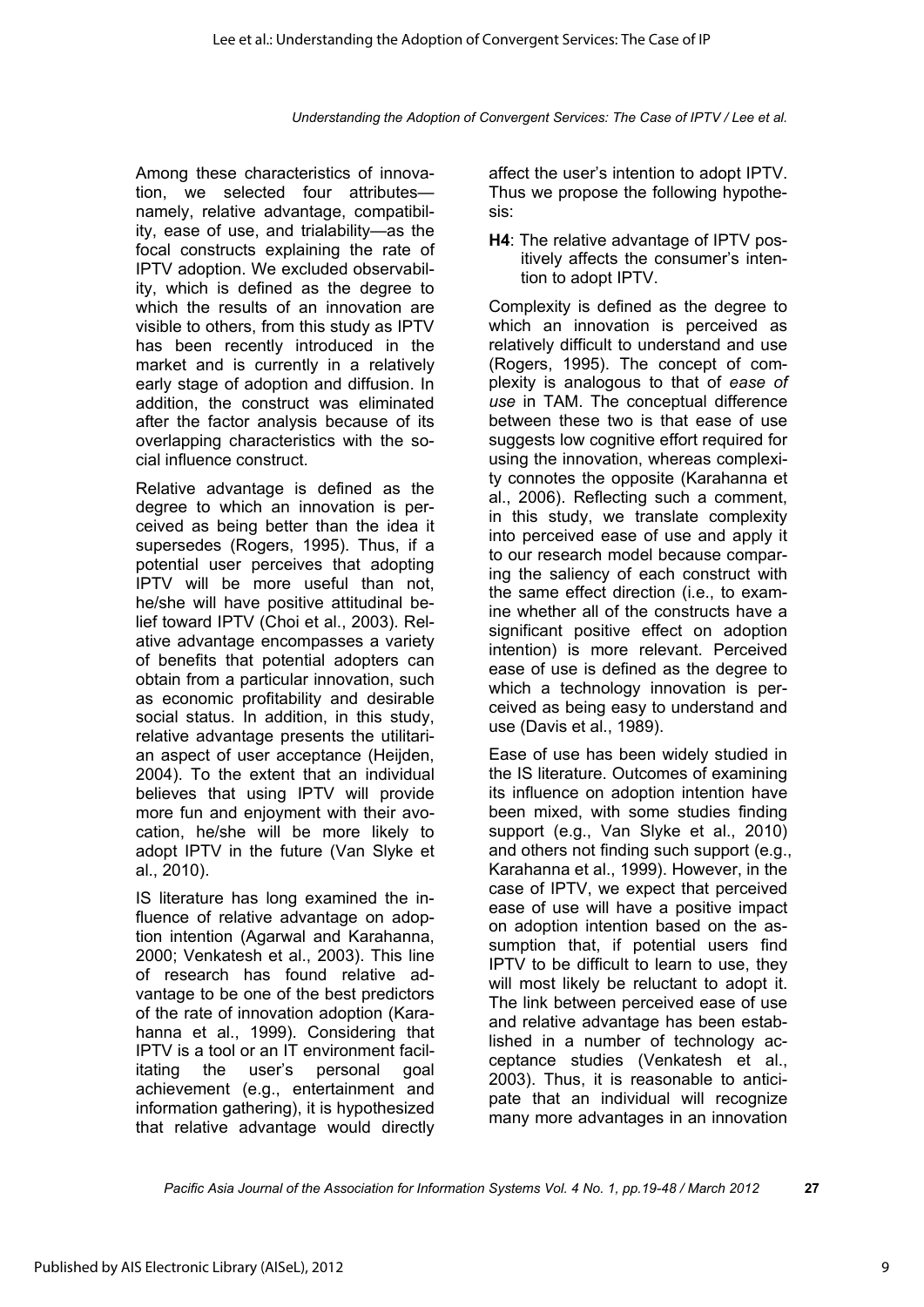Among these characteristics of innovation, we selected four attributes—namely, relative advantage, compatibility, ease of use, and trialability—as the focal constructs explaining the rate of IPTV adoption. We excluded observability, which is defined as the degree to which the results of an innovation are visible to others, from this study as IPTV has been recently introduced in the market and is currently in a relatively early stage of adoption and diffusion. In addition, the construct was eliminated after the factor analysis because of its overlapping characteristics with the social influence construct.

Relative advantage is defined as the degree to which an innovation is perceived as being better than the idea it supersedes (Rogers, 1995). Thus, if a potential user perceives that adopting IPTV will be more useful than not, he/she will have positive attitudinal belief toward IPTV (Choi et al., 2003). Relative advantage encompasses a variety of benefits that potential adopters can obtain from a particular innovation, such as economic profitability and desirable social status. In addition, in this study, relative advantage presents the utilitarian aspect of user acceptance (Heijden, 2004). To the extent that an individual believes that using IPTV will provide more fun and enjoyment with their avocation, he/she will be more likely to adopt IPTV in the future (Van Slyke et al., 2010).

IS literature has long examined the influence of relative advantage on adoption intention (Agarwal and Karahanna, 2000; Venkatesh et al., 2003). This line of research has found relative advantage to be one of the best predictors of the rate of innovation adoption (Karahanna et al., 1999). Considering that IPTV is a tool or an IT environment facilitating the user's personal goal achievement (e.g., entertainment and information gathering), it is hypothesized that relative advantage would directly affect the user's intention to adopt IPTV. Thus we propose the following hypothesis:

**H4**: The relative advantage of IPTV positively affects the consumer's intention to adopt IPTV.

Complexity is defined as the degree to which an innovation is perceived as relatively difficult to understand and use (Rogers, 1995). The concept of complexity is analogous to that of *ease of use* in TAM. The conceptual difference between these two is that ease of use suggests low cognitive effort required for using the innovation, whereas complexity connotes the opposite (Karahanna et al., 2006). Reflecting such a comment, in this study, we translate complexity into perceived ease of use and apply it to our research model because comparing the saliency of each construct with the same effect direction (i.e., to examine whether all of the constructs have a significant positive effect on adoption intention) is more relevant. Perceived ease of use is defined as the degree to which a technology innovation is perceived as being easy to understand and use (Davis et al., 1989).

Ease of use has been widely studied in the IS literature. Outcomes of examining its influence on adoption intention have been mixed, with some studies finding support (e.g., Van Slyke et al., 2010) and others not finding such support (e.g., Karahanna et al., 1999). However, in the case of IPTV, we expect that perceived ease of use will have a positive impact on adoption intention based on the assumption that, if potential users find IPTV to be difficult to learn to use, they will most likely be reluctant to adopt it. The link between perceived ease of use and relative advantage has been established in a number of technology acceptance studies (Venkatesh et al., 2003). Thus, it is reasonable to anticipate that an individual will recognize many more advantages in an innovation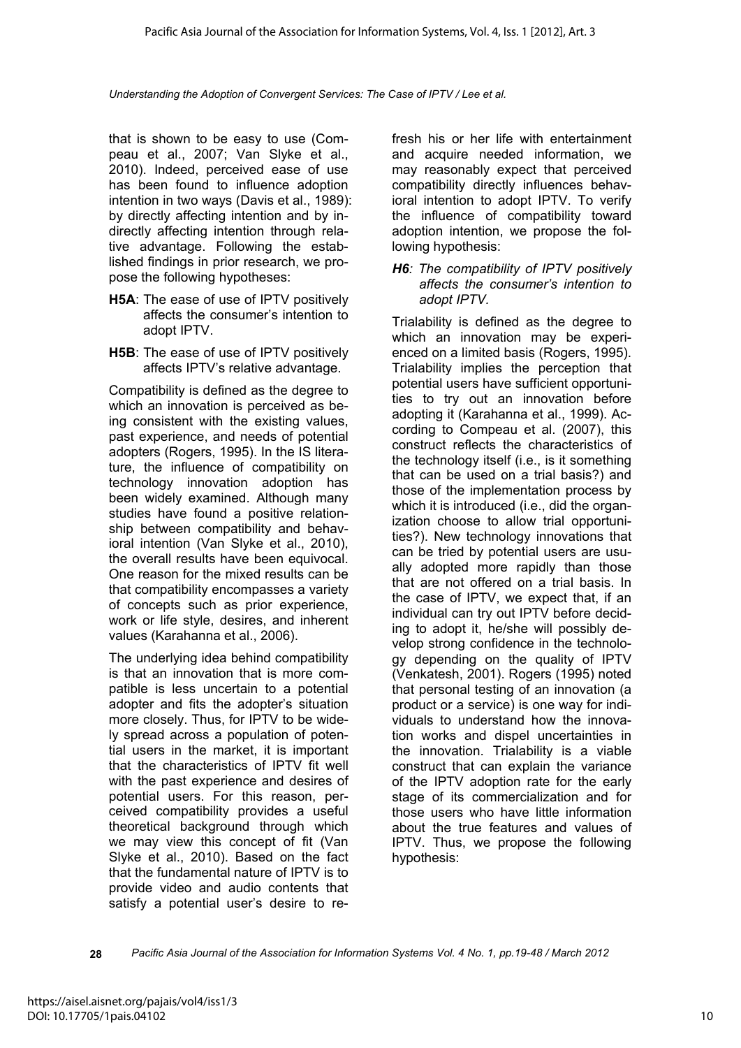that is shown to be easy to use (Compeau et al., 2007; Van Slyke et al., 2010). Indeed, perceived ease of use has been found to influence adoption intention in two ways (Davis et al., 1989): by directly affecting intention and by indirectly affecting intention through relative advantage. Following the established findings in prior research, we propose the following hypotheses:

**H5A**: The ease of use of IPTV positively affects the consumer's intention to adopt IPTV.

**H5B**: The ease of use of IPTV positively affects IPTV's relative advantage.

Compatibility is defined as the degree to which an innovation is perceived as being consistent with the existing values, past experience, and needs of potential adopters (Rogers, 1995). In the IS literature, the influence of compatibility on technology innovation adoption has been widely examined. Although many studies have found a positive relationship between compatibility and behavioral intention (Van Slyke et al., 2010), the overall results have been equivocal. One reason for the mixed results can be that compatibility encompasses a variety of concepts such as prior experience, work or life style, desires, and inherent values (Karahanna et al., 2006).

The underlying idea behind compatibility is that an innovation that is more compatible is less uncertain to a potential adopter and fits the adopter's situation more closely. Thus, for IPTV to be widely spread across a population of potential users in the market, it is important that the characteristics of IPTV fit well with the past experience and desires of potential users. For this reason, perceived compatibility provides a useful theoretical background through which we may view this concept of fit (Van Slyke et al., 2010). Based on the fact that the fundamental nature of IPTV is to provide video and audio contents that satisfy a potential user's desire to refresh his or her life with entertainment and acquire needed information, we may reasonably expect that perceived compatibility directly influences behavioral intention to adopt IPTV. To verify the influence of compatibility toward adoption intention, we propose the following hypothesis:

***H6**: The compatibility of IPTV positively affects the consumer's intention to adopt IPTV.*

Trialability is defined as the degree to which an innovation may be experienced on a limited basis (Rogers, 1995). Trialability implies the perception that potential users have sufficient opportunities to try out an innovation before adopting it (Karahanna et al., 1999). According to Compeau et al. (2007), this construct reflects the characteristics of the technology itself (i.e., is it something that can be used on a trial basis?) and those of the implementation process by which it is introduced (i.e., did the organization choose to allow trial opportunities?). New technology innovations that can be tried by potential users are usually adopted more rapidly than those that are not offered on a trial basis. In the case of IPTV, we expect that, if an individual can try out IPTV before deciding to adopt it, he/she will possibly develop strong confidence in the technology depending on the quality of IPTV (Venkatesh, 2001). Rogers (1995) noted that personal testing of an innovation (a product or a service) is one way for individuals to understand how the innovation works and dispel uncertainties in the innovation. Trialability is a viable construct that can explain the variance of the IPTV adoption rate for the early stage of its commercialization and for those users who have little information about the true features and values of IPTV. Thus, we propose the following hypothesis: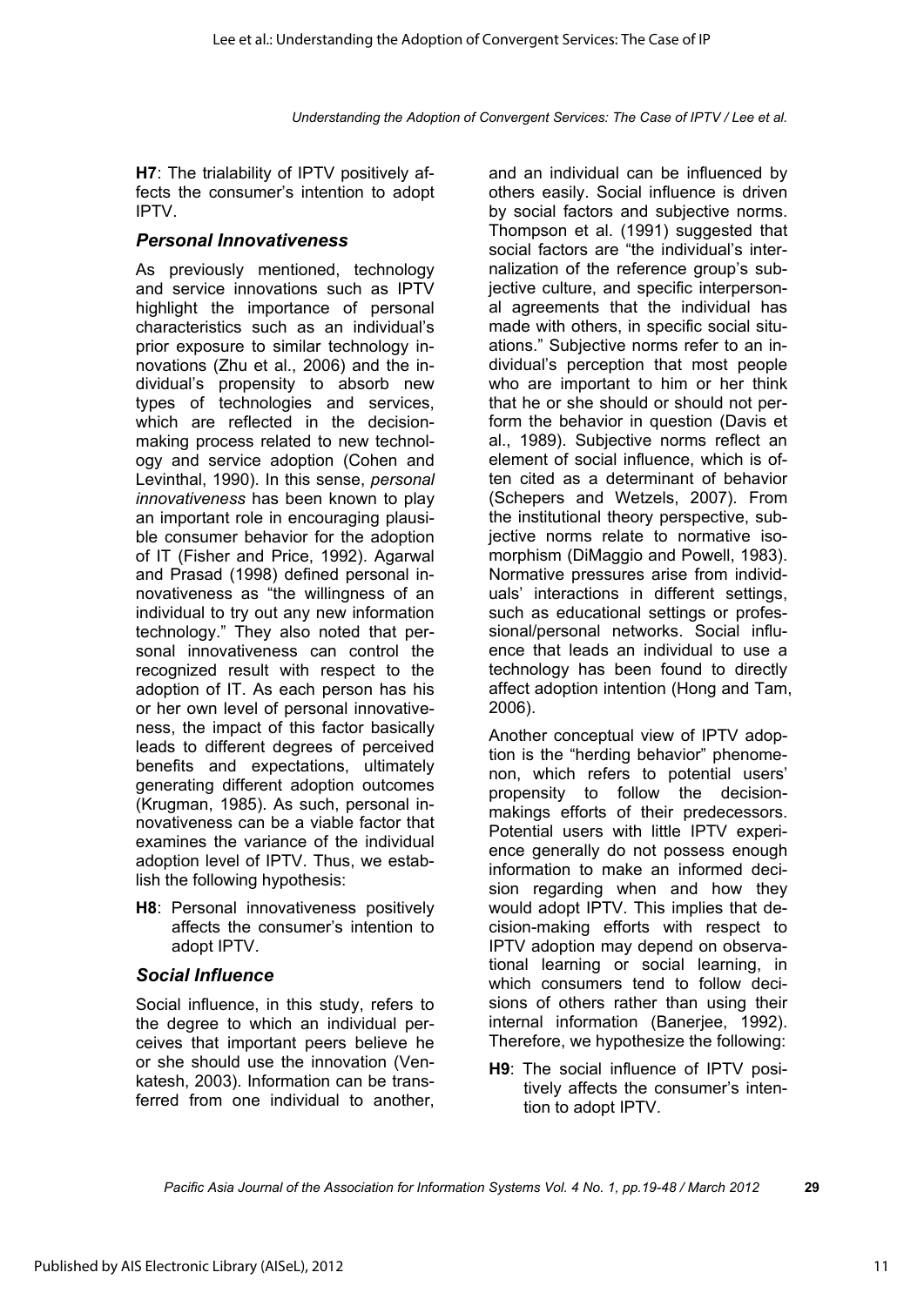**H7**: The trialability of IPTV positively affects the consumer's intention to adopt IPTV.

### *Personal Innovativeness*

As previously mentioned, technology and service innovations such as IPTV highlight the importance of personal characteristics such as an individual's prior exposure to similar technology innovations (Zhu et al., 2006) and the individual's propensity to absorb new types of technologies and services, which are reflected in the decision-making process related to new technology and service adoption (Cohen and Levinthal, 1990). In this sense, *personal innovativeness* has been known to play an important role in encouraging plausible consumer behavior for the adoption of IT (Fisher and Price, 1992). Agarwal and Prasad (1998) defined personal innovativeness as "the willingness of an individual to try out any new information technology." They also noted that personal innovativeness can control the recognized result with respect to the adoption of IT. As each person has his or her own level of personal innovativeness, the impact of this factor basically leads to different degrees of perceived benefits and expectations, ultimately generating different adoption outcomes (Krugman, 1985). As such, personal innovativeness can be a viable factor that examines the variance of the individual adoption level of IPTV. Thus, we establish the following hypothesis:

**H8**: Personal innovativeness positively affects the consumer's intention to adopt IPTV.

### *Social Influence*

Social influence, in this study, refers to the degree to which an individual perceives that important peers believe he or she should use the innovation (Venkatesh, 2003). Information can be transferred from one individual to another, and an individual can be influenced by others easily. Social influence is driven by social factors and subjective norms. Thompson et al. (1991) suggested that social factors are "the individual's internalization of the reference group's subjective culture, and specific interpersonal agreements that the individual has made with others, in specific social situations." Subjective norms refer to an individual's perception that most people who are important to him or her think that he or she should or should not perform the behavior in question (Davis et al., 1989). Subjective norms reflect an element of social influence, which is often cited as a determinant of behavior (Schepers and Wetzels, 2007). From the institutional theory perspective, subjective norms relate to normative isomorphism (DiMaggio and Powell, 1983). Normative pressures arise from individuals' interactions in different settings, such as educational settings or professional/personal networks. Social influence that leads an individual to use a technology has been found to directly affect adoption intention (Hong and Tam, 2006).

Another conceptual view of IPTV adoption is the "herding behavior" phenomenon, which refers to potential users' propensity to follow the decision-makings efforts of their predecessors. Potential users with little IPTV experience generally do not possess enough information to make an informed decision regarding when and how they would adopt IPTV. This implies that decision-making efforts with respect to IPTV adoption may depend on observational learning or social learning, in which consumers tend to follow decisions of others rather than using their internal information (Banerjee, 1992). Therefore, we hypothesize the following:

**H9**: The social influence of IPTV positively affects the consumer's intention to adopt IPTV.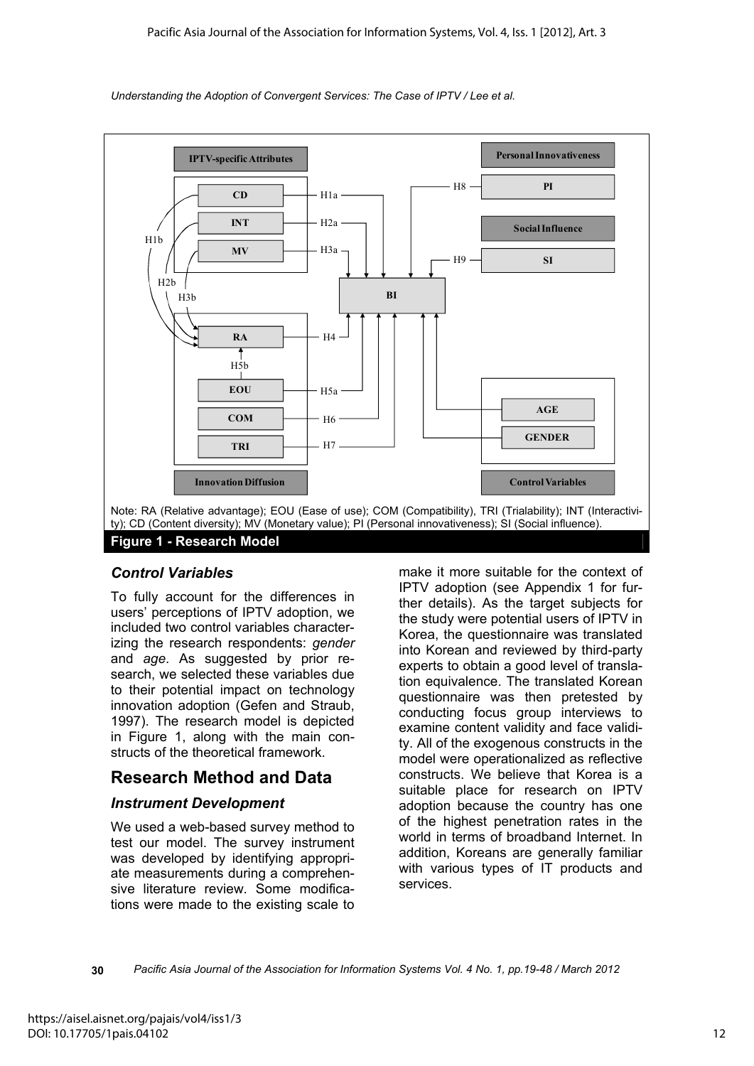Note: RA (Relative advantage); EOU (Ease of use); COM (Compatibility), TRI (Trialability); INT (Interactivity); CD (Content diversity); MV (Monetary value); PI (Personal innovativeness); SI (Social influence).

**Figure 1 - Research Model**

### Control Variables

To fully account for the differences in users' perceptions of IPTV adoption, we included two control variables characterizing the research respondents: *gender* and *age*. As suggested by prior research, we selected these variables due to their potential impact on technology innovation adoption (Gefen and Straub, 1997). The research model is depicted in Figure 1, along with the main constructs of the theoretical framework.

## Research Method and Data

### Instrument Development

We used a web-based survey method to test our model. The survey instrument was developed by identifying appropriate measurements during a comprehensive literature review. Some modifications were made to the existing scale to make it more suitable for the context of IPTV adoption (see Appendix 1 for further details). As the target subjects for the study were potential users of IPTV in Korea, the questionnaire was translated into Korean and reviewed by third-party experts to obtain a good level of translation equivalence. The translated Korean questionnaire was then pretested by conducting focus group interviews to examine content validity and face validity. All of the exogenous constructs in the model were operationalized as reflective constructs. We believe that Korea is a suitable place for research on IPTV adoption because the country has one of the highest penetration rates in the world in terms of broadband Internet. In addition, Koreans are generally familiar with various types of IT products and services.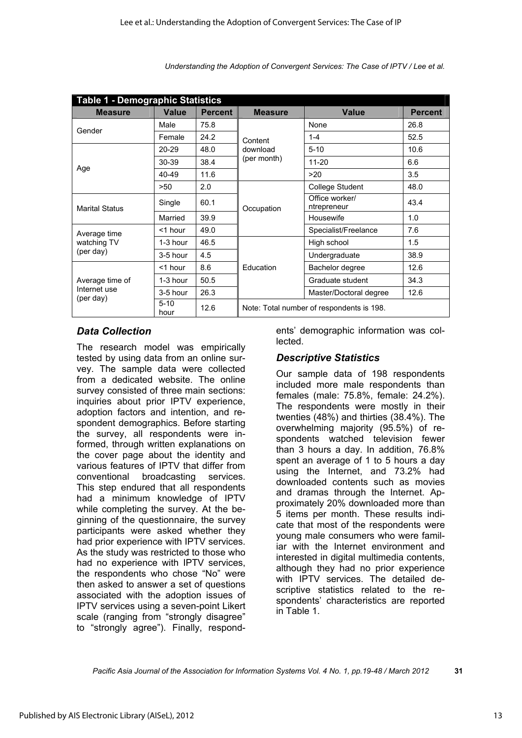**Table 1 - Demographic Statistics**

| Measure | Value | Percent | Measure | Value | Percent |
|---|---|---|---|---|---|
| Gender | Male | 75.8 | Content download (per month) | None | 26.8 |
| | Female | 24.2 | | 1-4 | 52.5 |
| Age | 20-29 | 48.0 | | 5-10 | 10.6 |
| | 30-39 | 38.4 | | 11-20 | 6.6 |
| | 40-49 | 11.6 | | >20 | 3.5 |
| | >50 | 2.0 | Occupation | College Student | 48.0 |
| Marital Status | Single | 60.1 | | Office worker/ ntrepreneur | 43.4 |
| | Married | 39.9 | | Housewife | 1.0 |
| Average time watching TV (per day) | <1 hour | 49.0 | | Specialist/Freelance | 7.6 |
| | 1-3 hour | 46.5 | Education | High school | 1.5 |
| | 3-5 hour | 4.5 | | Undergraduate | 38.9 |
| Average time of Internet use (per day) | <1 hour | 8.6 | | Bachelor degree | 12.6 |
| | 1-3 hour | 50.5 | | Graduate student | 34.3 |
| | 3-5 hour | 26.3 | | Master/Doctoral degree | 12.6 |
| | 5-10 hour | 12.6 | Note: Total number of respondents is 198. | | |

### *Data Collection*

The research model was empirically tested by using data from an online survey. The sample data were collected from a dedicated website. The online survey consisted of three main sections: inquiries about prior IPTV experience, adoption factors and intention, and respondent demographics. Before starting the survey, all respondents were informed, through written explanations on the cover page about the identity and various features of IPTV that differ from conventional broadcasting services. This step endured that all respondents had a minimum knowledge of IPTV while completing the survey. At the beginning of the questionnaire, the survey participants were asked whether they had prior experience with IPTV services. As the study was restricted to those who had no experience with IPTV services, the respondents who chose "No" were then asked to answer a set of questions associated with the adoption issues of IPTV services using a seven-point Likert scale (ranging from "strongly disagree" to "strongly agree"). Finally, respondents' demographic information was collected.

### *Descriptive Statistics*

Our sample data of 198 respondents included more male respondents than females (male: 75.8%, female: 24.2%). The respondents were mostly in their twenties (48%) and thirties (38.4%). The overwhelming majority (95.5%) of respondents watched television fewer than 3 hours a day. In addition, 76.8% spent an average of 1 to 5 hours a day using the Internet, and 73.2% had downloaded contents such as movies and dramas through the Internet. Approximately 20% downloaded more than 5 items per month. These results indicate that most of the respondents were young male consumers who were familiar with the Internet environment and interested in digital multimedia contents, although they had no prior experience with IPTV services. The detailed descriptive statistics related to the respondents' characteristics are reported in Table 1.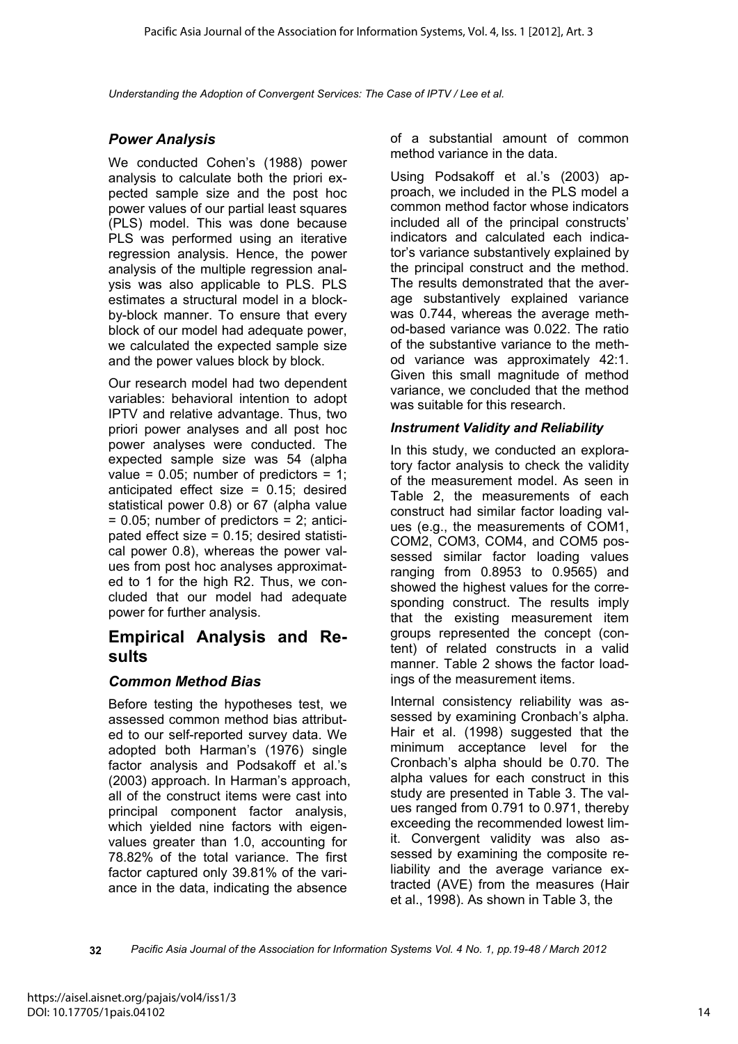### *Power Analysis*

We conducted Cohen's (1988) power analysis to calculate both the priori expected sample size and the post hoc power values of our partial least squares (PLS) model. This was done because PLS was performed using an iterative regression analysis. Hence, the power analysis of the multiple regression analysis was also applicable to PLS. PLS estimates a structural model in a block-by-block manner. To ensure that every block of our model had adequate power, we calculated the expected sample size and the power values block by block.

Our research model had two dependent variables: behavioral intention to adopt IPTV and relative advantage. Thus, two priori power analyses and all post hoc power analyses were conducted. The expected sample size was 54 (alpha value = 0.05; number of predictors = 1; anticipated effect size = 0.15; desired statistical power 0.8) or 67 (alpha value = 0.05; number of predictors = 2; anticipated effect size = 0.15; desired statistical power 0.8), whereas the power values from post hoc analyses approximated to 1 for the high R2. Thus, we concluded that our model had adequate power for further analysis.

## Empirical Analysis and Results

### *Common Method Bias*

Before testing the hypotheses test, we assessed common method bias attributed to our self-reported survey data. We adopted both Harman's (1976) single factor analysis and Podsakoff et al.'s (2003) approach. In Harman's approach, all of the construct items were cast into principal component factor analysis, which yielded nine factors with eigenvalues greater than 1.0, accounting for 78.82% of the total variance. The first factor captured only 39.81% of the variance in the data, indicating the absence of a substantial amount of common method variance in the data.

Using Podsakoff et al.'s (2003) approach, we included in the PLS model a common method factor whose indicators included all of the principal constructs' indicators and calculated each indicator's variance substantively explained by the principal construct and the method. The results demonstrated that the average substantively explained variance was 0.744, whereas the average method-based variance was 0.022. The ratio of the substantive variance to the method variance was approximately 42:1. Given this small magnitude of method variance, we concluded that the method was suitable for this research.

### *Instrument Validity and Reliability*

In this study, we conducted an exploratory factor analysis to check the validity of the measurement model. As seen in Table 2, the measurements of each construct had similar factor loading values (e.g., the measurements of COM1, COM2, COM3, COM4, and COM5 possessed similar factor loading values ranging from 0.8953 to 0.9565) and showed the highest values for the corresponding construct. The results imply that the existing measurement item groups represented the concept (content) of related constructs in a valid manner. Table 2 shows the factor loadings of the measurement items.

Internal consistency reliability was assessed by examining Cronbach's alpha. Hair et al. (1998) suggested that the minimum acceptance level for the Cronbach's alpha should be 0.70. The alpha values for each construct in this study are presented in Table 3. The values ranged from 0.791 to 0.971, thereby exceeding the recommended lowest limit. Convergent validity was also assessed by examining the composite reliability and the average variance extracted (AVE) from the measures (Hair et al., 1998). As shown in Table 3, the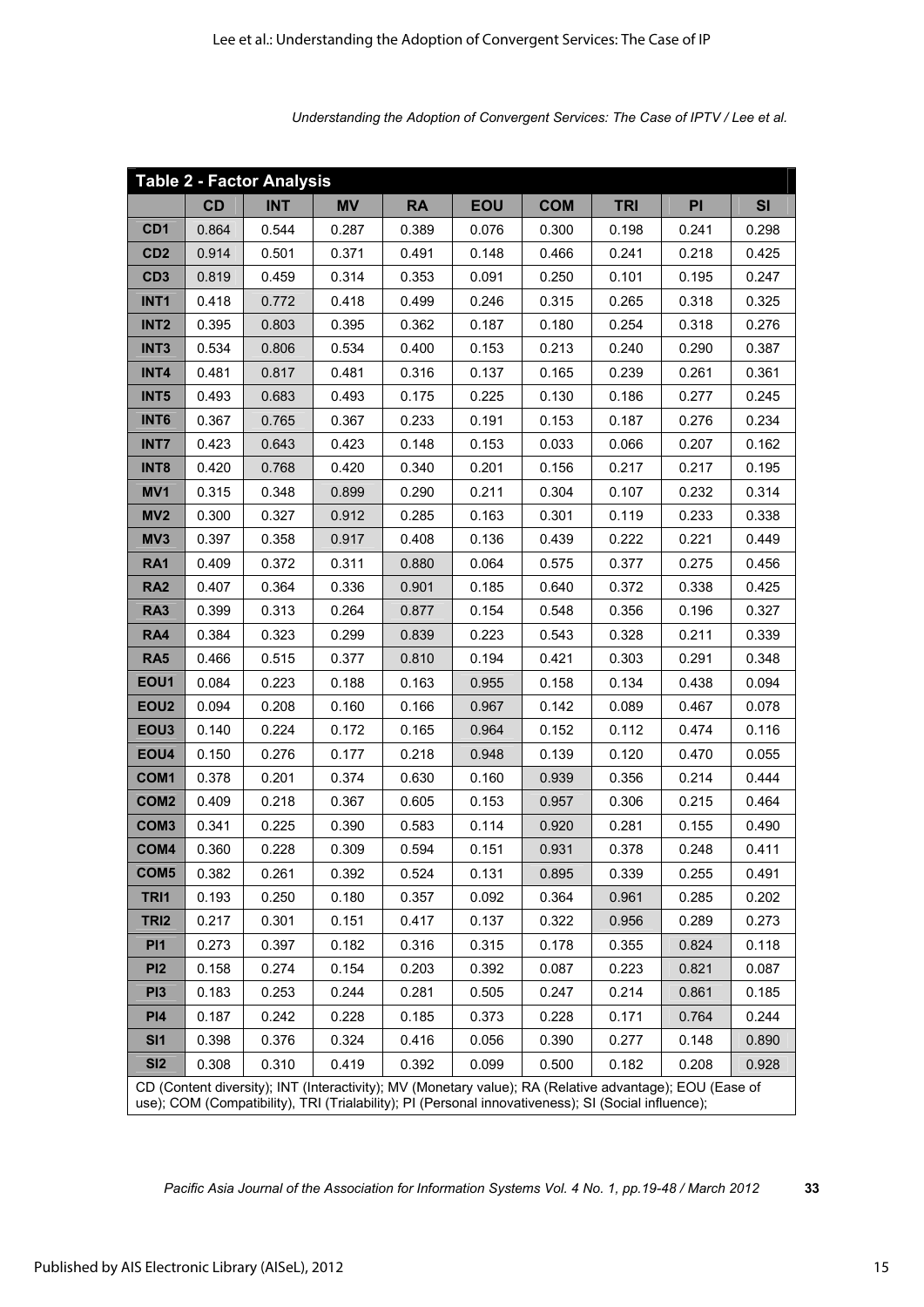**Table 2 - Factor Analysis**

| | CD | INT | MV | RA | EOU | COM | TRI | PI | SI |
|---|---|---|---|---|---|---|---|---|---|
| CD1 | 0.864 | 0.544 | 0.287 | 0.389 | 0.076 | 0.300 | 0.198 | 0.241 | 0.298 |
| CD2 | 0.914 | 0.501 | 0.371 | 0.491 | 0.148 | 0.466 | 0.241 | 0.218 | 0.425 |
| CD3 | 0.819 | 0.459 | 0.314 | 0.353 | 0.091 | 0.250 | 0.101 | 0.195 | 0.247 |
| INT1 | 0.418 | 0.772 | 0.418 | 0.499 | 0.246 | 0.315 | 0.265 | 0.318 | 0.325 |
| INT2 | 0.395 | 0.803 | 0.395 | 0.362 | 0.187 | 0.180 | 0.254 | 0.318 | 0.276 |
| INT3 | 0.534 | 0.806 | 0.534 | 0.400 | 0.153 | 0.213 | 0.240 | 0.290 | 0.387 |
| INT4 | 0.481 | 0.817 | 0.481 | 0.316 | 0.137 | 0.165 | 0.239 | 0.261 | 0.361 |
| INT5 | 0.493 | 0.683 | 0.493 | 0.175 | 0.225 | 0.130 | 0.186 | 0.277 | 0.245 |
| INT6 | 0.367 | 0.765 | 0.367 | 0.233 | 0.191 | 0.153 | 0.187 | 0.276 | 0.234 |
| INT7 | 0.423 | 0.643 | 0.423 | 0.148 | 0.153 | 0.033 | 0.066 | 0.207 | 0.162 |
| INT8 | 0.420 | 0.768 | 0.420 | 0.340 | 0.201 | 0.156 | 0.217 | 0.217 | 0.195 |
| MV1 | 0.315 | 0.348 | 0.899 | 0.290 | 0.211 | 0.304 | 0.107 | 0.232 | 0.314 |
| MV2 | 0.300 | 0.327 | 0.912 | 0.285 | 0.163 | 0.301 | 0.119 | 0.233 | 0.338 |
| MV3 | 0.397 | 0.358 | 0.917 | 0.408 | 0.136 | 0.439 | 0.222 | 0.221 | 0.449 |
| RA1 | 0.409 | 0.372 | 0.311 | 0.880 | 0.064 | 0.575 | 0.377 | 0.275 | 0.456 |
| RA2 | 0.407 | 0.364 | 0.336 | 0.901 | 0.185 | 0.640 | 0.372 | 0.338 | 0.425 |
| RA3 | 0.399 | 0.313 | 0.264 | 0.877 | 0.154 | 0.548 | 0.356 | 0.196 | 0.327 |
| RA4 | 0.384 | 0.323 | 0.299 | 0.839 | 0.223 | 0.543 | 0.328 | 0.211 | 0.339 |
| RA5 | 0.466 | 0.515 | 0.377 | 0.810 | 0.194 | 0.421 | 0.303 | 0.291 | 0.348 |
| EOU1 | 0.084 | 0.223 | 0.188 | 0.163 | 0.955 | 0.158 | 0.134 | 0.438 | 0.094 |
| EOU2 | 0.094 | 0.208 | 0.160 | 0.166 | 0.967 | 0.142 | 0.089 | 0.467 | 0.078 |
| EOU3 | 0.140 | 0.224 | 0.172 | 0.165 | 0.964 | 0.152 | 0.112 | 0.474 | 0.116 |
| EOU4 | 0.150 | 0.276 | 0.177 | 0.218 | 0.948 | 0.139 | 0.120 | 0.470 | 0.055 |
| COM1 | 0.378 | 0.201 | 0.374 | 0.630 | 0.160 | 0.939 | 0.356 | 0.214 | 0.444 |
| COM2 | 0.409 | 0.218 | 0.367 | 0.605 | 0.153 | 0.957 | 0.306 | 0.215 | 0.464 |
| COM3 | 0.341 | 0.225 | 0.390 | 0.583 | 0.114 | 0.920 | 0.281 | 0.155 | 0.490 |
| COM4 | 0.360 | 0.228 | 0.309 | 0.594 | 0.151 | 0.931 | 0.378 | 0.248 | 0.411 |
| COM5 | 0.382 | 0.261 | 0.392 | 0.524 | 0.131 | 0.895 | 0.339 | 0.255 | 0.491 |
| TRI1 | 0.193 | 0.250 | 0.180 | 0.357 | 0.092 | 0.364 | 0.961 | 0.285 | 0.202 |
| TRI2 | 0.217 | 0.301 | 0.151 | 0.417 | 0.137 | 0.322 | 0.956 | 0.289 | 0.273 |
| PI1 | 0.273 | 0.397 | 0.182 | 0.316 | 0.315 | 0.178 | 0.355 | 0.824 | 0.118 |
| PI2 | 0.158 | 0.274 | 0.154 | 0.203 | 0.392 | 0.087 | 0.223 | 0.821 | 0.087 |
| PI3 | 0.183 | 0.253 | 0.244 | 0.281 | 0.505 | 0.247 | 0.214 | 0.861 | 0.185 |
| PI4 | 0.187 | 0.242 | 0.228 | 0.185 | 0.373 | 0.228 | 0.171 | 0.764 | 0.244 |
| SI1 | 0.398 | 0.376 | 0.324 | 0.416 | 0.056 | 0.390 | 0.277 | 0.148 | 0.890 |
| SI2 | 0.308 | 0.310 | 0.419 | 0.392 | 0.099 | 0.500 | 0.182 | 0.208 | 0.928 |

CD (Content diversity); INT (Interactivity); MV (Monetary value); RA (Relative advantage); EOU (Ease of use); COM (Compatibility), TRI (Trialability); PI (Personal innovativeness); SI (Social influence);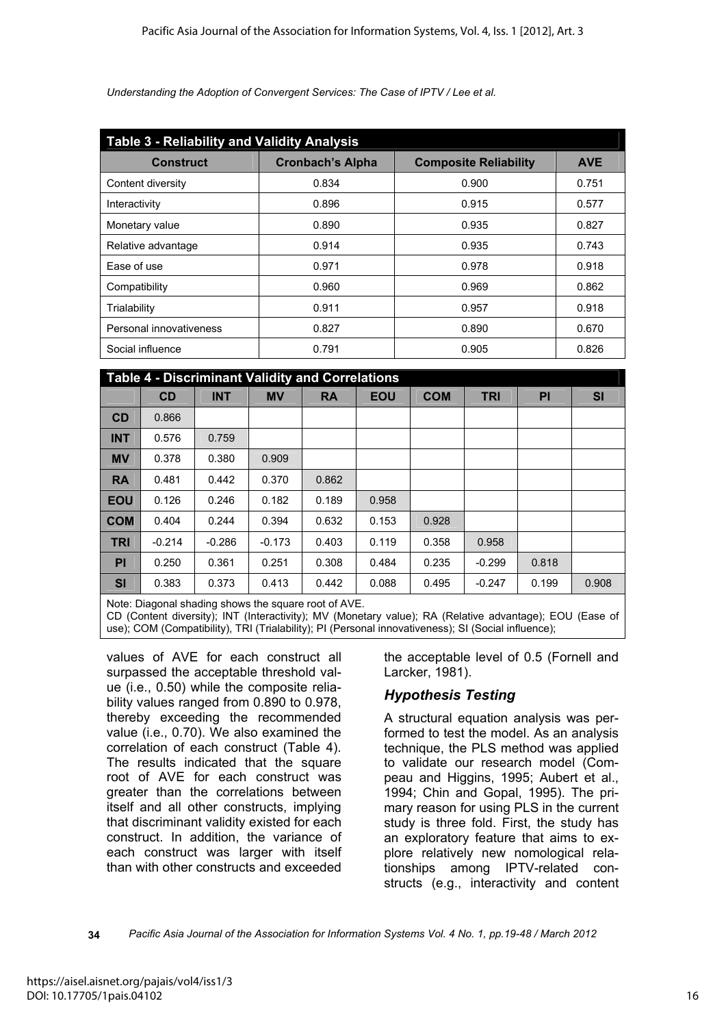**Table 3 - Reliability and Validity Analysis**

| Construct | Cronbach's Alpha | Composite Reliability | AVE |
|---|---|---|---|
| Content diversity | 0.834 | 0.900 | 0.751 |
| Interactivity | 0.896 | 0.915 | 0.577 |
| Monetary value | 0.890 | 0.935 | 0.827 |
| Relative advantage | 0.914 | 0.935 | 0.743 |
| Ease of use | 0.971 | 0.978 | 0.918 |
| Compatibility | 0.960 | 0.969 | 0.862 |
| Trialability | 0.911 | 0.957 | 0.918 |
| Personal innovativeness | 0.827 | 0.890 | 0.670 |
| Social influence | 0.791 | 0.905 | 0.826 |

**Table 4 - Discriminant Validity and Correlations**

| | CD | INT | MV | RA | EOU | COM | TRI | PI | SI |
|---|---|---|---|---|---|---|---|---|---|
| **CD** | 0.866 | | | | | | | | |
| **INT** | 0.576 | 0.759 | | | | | | | |
| **MV** | 0.378 | 0.380 | 0.909 | | | | | | |
| **RA** | 0.481 | 0.442 | 0.370 | 0.862 | | | | | |
| **EOU** | 0.126 | 0.246 | 0.182 | 0.189 | 0.958 | | | | |
| **COM** | 0.404 | 0.244 | 0.394 | 0.632 | 0.153 | 0.928 | | | |
| **TRI** | -0.214 | -0.286 | -0.173 | 0.403 | 0.119 | 0.358 | 0.958 | | |
| **PI** | 0.250 | 0.361 | 0.251 | 0.308 | 0.484 | 0.235 | -0.299 | 0.818 | |
| **SI** | 0.383 | 0.373 | 0.413 | 0.442 | 0.088 | 0.495 | -0.247 | 0.199 | 0.908 |

Note: Diagonal shading shows the square root of AVE.
CD (Content diversity); INT (Interactivity); MV (Monetary value); RA (Relative advantage); EOU (Ease of use); COM (Compatibility), TRI (Trialability); PI (Personal innovativeness); SI (Social influence);

values of AVE for each construct all surpassed the acceptable threshold value (i.e., 0.50) while the composite reliability values ranged from 0.890 to 0.978, thereby exceeding the recommended value (i.e., 0.70). We also examined the correlation of each construct (Table 4). The results indicated that the square root of AVE for each construct was greater than the correlations between itself and all other constructs, implying that discriminant validity existed for each construct. In addition, the variance of each construct was larger with itself than with other constructs and exceeded the acceptable level of 0.5 (Fornell and Larcker, 1981).

### *Hypothesis Testing*

A structural equation analysis was performed to test the model. As an analysis technique, the PLS method was applied to validate our research model (Compeau and Higgins, 1995; Aubert et al., 1994; Chin and Gopal, 1995). The primary reason for using PLS in the current study is three fold. First, the study has an exploratory feature that aims to explore relatively new nomological relationships among IPTV-related constructs (e.g., interactivity and content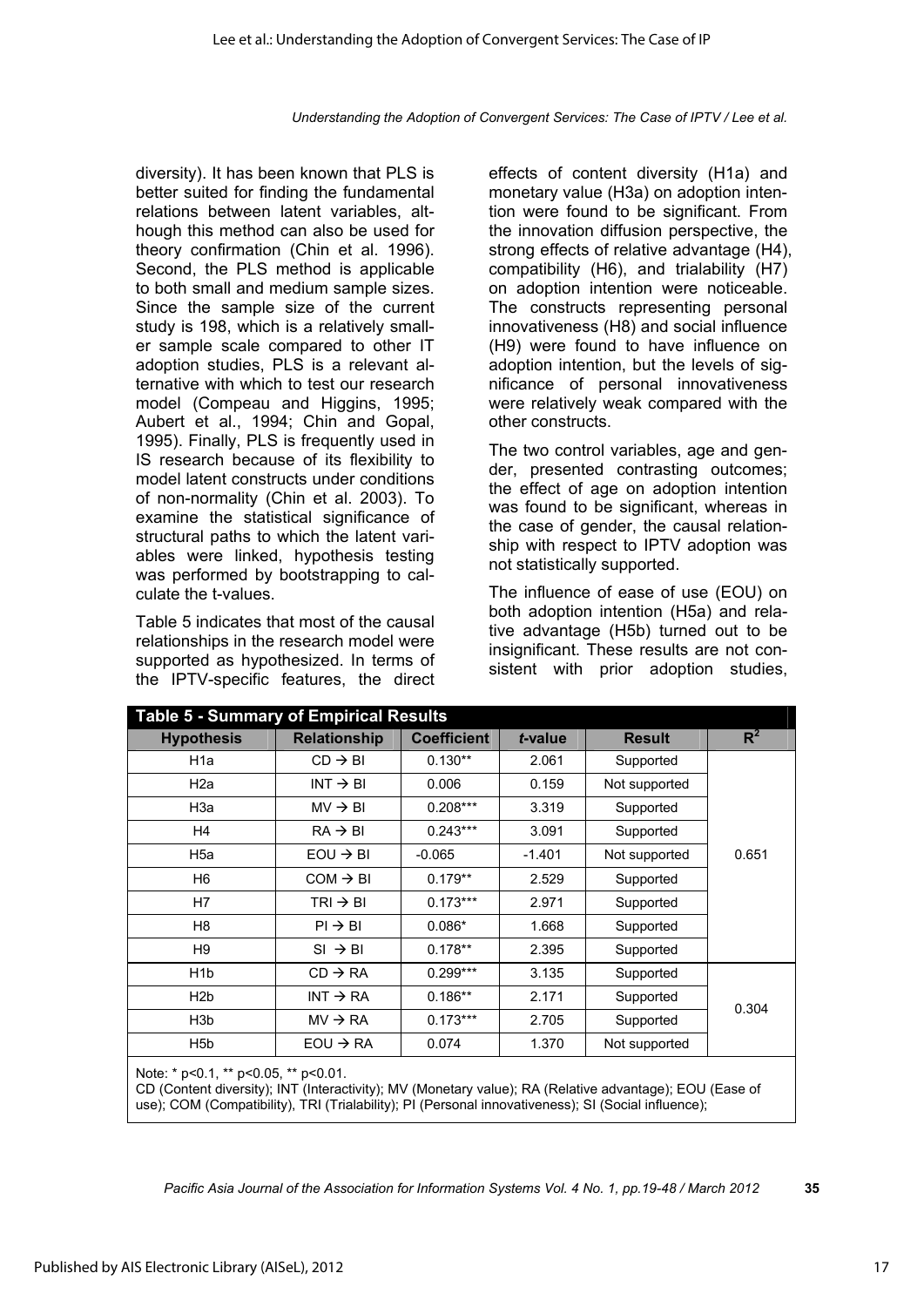diversity). It has been known that PLS is better suited for finding the fundamental relations between latent variables, although this method can also be used for theory confirmation (Chin et al. 1996). Second, the PLS method is applicable to both small and medium sample sizes. Since the sample size of the current study is 198, which is a relatively smaller sample scale compared to other IT adoption studies, PLS is a relevant alternative with which to test our research model (Compeau and Higgins, 1995; Aubert et al., 1994; Chin and Gopal, 1995). Finally, PLS is frequently used in IS research because of its flexibility to model latent constructs under conditions of non-normality (Chin et al. 2003). To examine the statistical significance of structural paths to which the latent variables were linked, hypothesis testing was performed by bootstrapping to calculate the t-values.

Table 5 indicates that most of the causal relationships in the research model were supported as hypothesized. In terms of the IPTV-specific features, the direct effects of content diversity (H1a) and monetary value (H3a) on adoption intention were found to be significant. From the innovation diffusion perspective, the strong effects of relative advantage (H4), compatibility (H6), and trialability (H7) on adoption intention were noticeable. The constructs representing personal innovativeness (H8) and social influence (H9) were found to have influence on adoption intention, but the levels of significance of personal innovativeness were relatively weak compared with the other constructs.

The two control variables, age and gender, presented contrasting outcomes; the effect of age on adoption intention was found to be significant, whereas in the case of gender, the causal relationship with respect to IPTV adoption was not statistically supported.

The influence of ease of use (EOU) on both adoption intention (H5a) and relative advantage (H5b) turned out to be insignificant. These results are not consistent with prior adoption studies,

**Table 5 - Summary of Empirical Results**

| Hypothesis | Relationship | Coefficient | *t*-value | Result | $R^2$ |
|---|---|---|---|---|---|
| H1a | CD → BI | 0.130** | 2.061 | Supported | 0.651 |
| H2a | INT → BI | 0.006 | 0.159 | Not supported | |
| H3a | MV → BI | 0.208*** | 3.319 | Supported | |
| H4 | RA → BI | 0.243*** | 3.091 | Supported | |
| H5a | EOU → BI | -0.065 | -1.401 | Not supported | |
| H6 | COM → BI | 0.179** | 2.529 | Supported | |
| H7 | TRI → BI | 0.173*** | 2.971 | Supported | |
| H8 | PI → BI | 0.086* | 1.668 | Supported | |
| H9 | SI → BI | 0.178** | 2.395 | Supported | |
| H1b | CD → RA | 0.299*** | 3.135 | Supported | 0.304 |
| H2b | INT → RA | 0.186** | 2.171 | Supported | |
| H3b | MV → RA | 0.173*** | 2.705 | Supported | |
| H5b | EOU → RA | 0.074 | 1.370 | Not supported | |

Note: * p<0.1, ** p<0.05, ** p<0.01.
CD (Content diversity); INT (Interactivity); MV (Monetary value); RA (Relative advantage); EOU (Ease of use); COM (Compatibility), TRI (Trialability); PI (Personal innovativeness); SI (Social influence);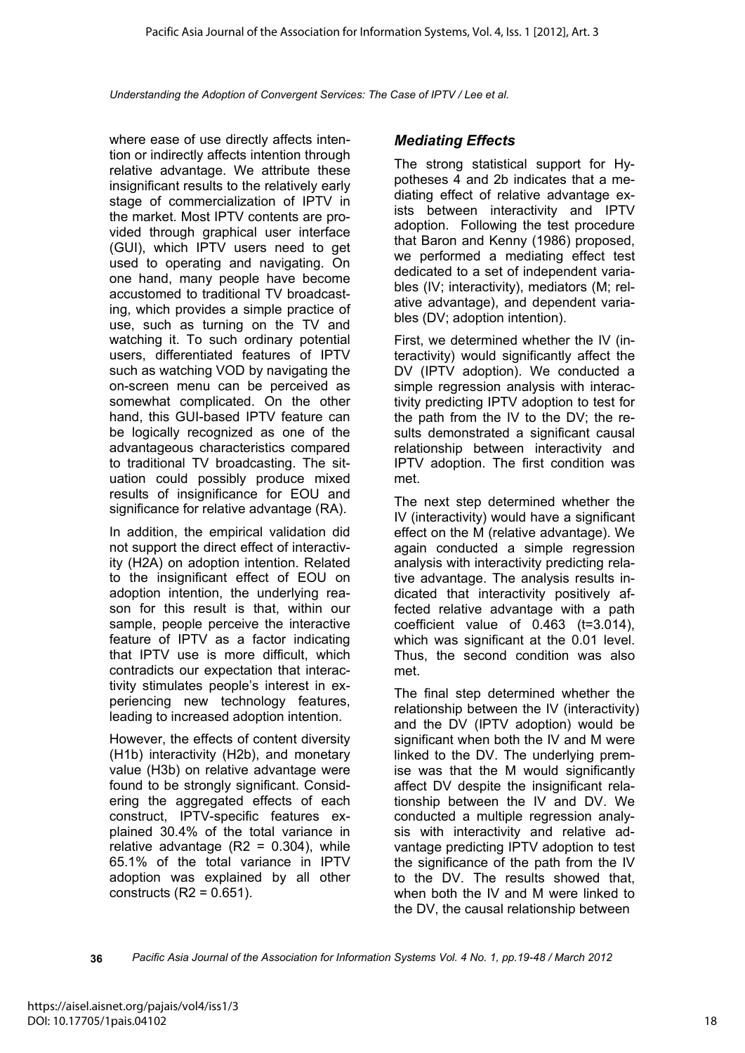where ease of use directly affects intention or indirectly affects intention through relative advantage. We attribute these insignificant results to the relatively early stage of commercialization of IPTV in the market. Most IPTV contents are provided through graphical user interface (GUI), which IPTV users need to get used to operating and navigating. On one hand, many people have become accustomed to traditional TV broadcasting, which provides a simple practice of use, such as turning on the TV and watching it. To such ordinary potential users, differentiated features of IPTV such as watching VOD by navigating the on-screen menu can be perceived as somewhat complicated. On the other hand, this GUI-based IPTV feature can be logically recognized as one of the advantageous characteristics compared to traditional TV broadcasting. The situation could possibly produce mixed results of insignificance for EOU and significance for relative advantage (RA).

In addition, the empirical validation did not support the direct effect of interactivity (H2A) on adoption intention. Related to the insignificant effect of EOU on adoption intention, the underlying reason for this result is that, within our sample, people perceive the interactive feature of IPTV as a factor indicating that IPTV use is more difficult, which contradicts our expectation that interactivity stimulates people's interest in experiencing new technology features, leading to increased adoption intention.

However, the effects of content diversity (H1b) interactivity (H2b), and monetary value (H3b) on relative advantage were found to be strongly significant. Considering the aggregated effects of each construct, IPTV-specific features explained 30.4% of the total variance in relative advantage ($R2 = 0.304$), while 65.1% of the total variance in IPTV adoption was explained by all other constructs ($R2 = 0.651$).

## *Mediating Effects*

The strong statistical support for Hypotheses 4 and 2b indicates that a mediating effect of relative advantage exists between interactivity and IPTV adoption. Following the test procedure that Baron and Kenny (1986) proposed, we performed a mediating effect test dedicated to a set of independent variables (IV; interactivity), mediators (M; relative advantage), and dependent variables (DV; adoption intention).

First, we determined whether the IV (interactivity) would significantly affect the DV (IPTV adoption). We conducted a simple regression analysis with interactivity predicting IPTV adoption to test for the path from the IV to the DV; the results demonstrated a significant causal relationship between interactivity and IPTV adoption. The first condition was met.

The next step determined whether the IV (interactivity) would have a significant effect on the M (relative advantage). We again conducted a simple regression analysis with interactivity predicting relative advantage. The analysis results indicated that interactivity positively affected relative advantage with a path coefficient value of 0.463 ($t=3.014$), which was significant at the 0.01 level. Thus, the second condition was also met.

The final step determined whether the relationship between the IV (interactivity) and the DV (IPTV adoption) would be significant when both the IV and M were linked to the DV. The underlying premise was that the M would significantly affect DV despite the insignificant relationship between the IV and DV. We conducted a multiple regression analysis with interactivity and relative advantage predicting IPTV adoption to test the significance of the path from the IV to the DV. The results showed that, when both the IV and M were linked to the DV, the causal relationship between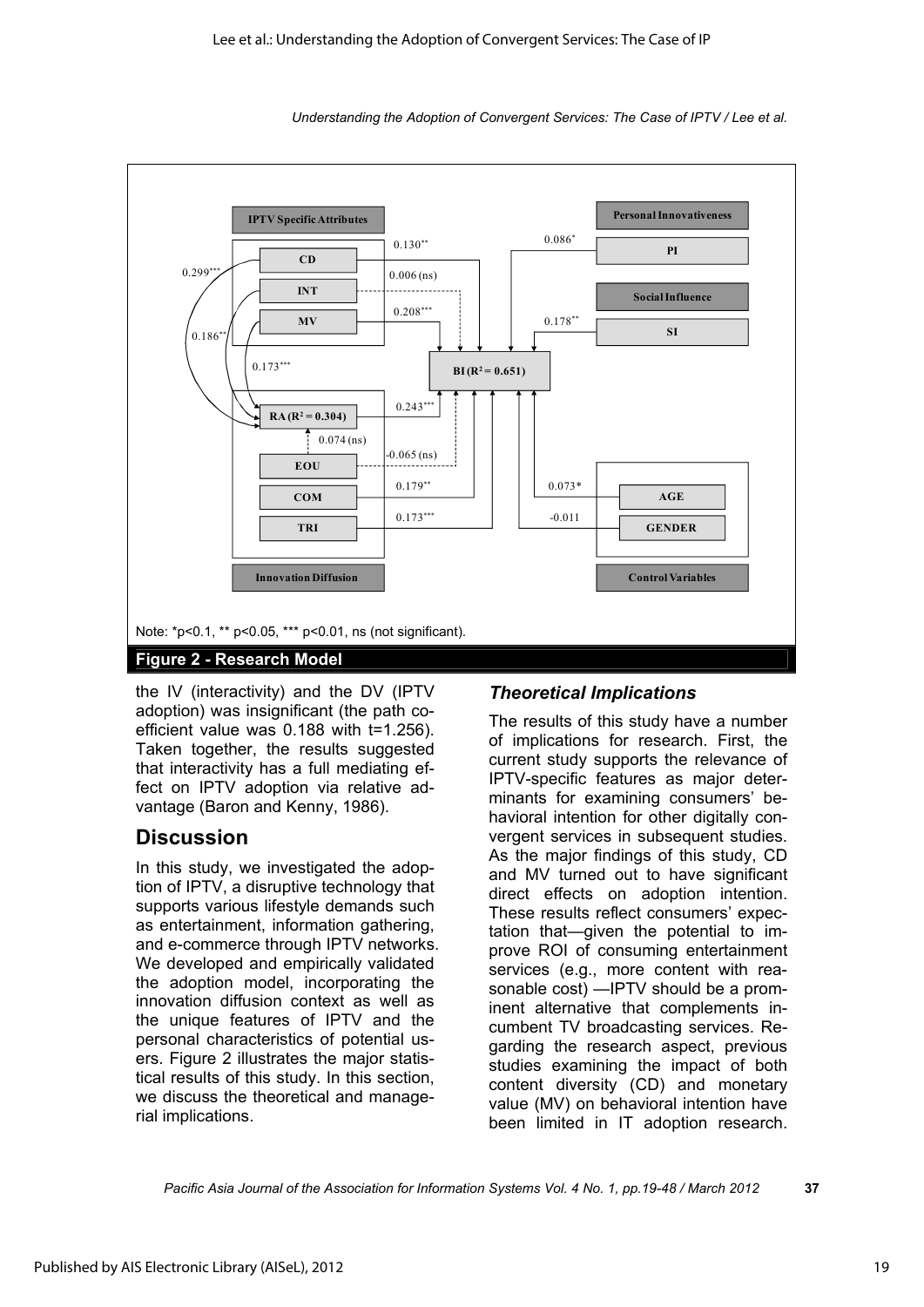Note: *p<0.1, ** p<0.05, *** p<0.01, ns (not significant).

**Figure 2 - Research Model**

the IV (interactivity) and the DV (IPTV adoption) was insignificant (the path coefficient value was 0.188 with t=1.256). Taken together, the results suggested that interactivity has a full mediating effect on IPTV adoption via relative advantage (Baron and Kenny, 1986).

## Discussion

In this study, we investigated the adoption of IPTV, a disruptive technology that supports various lifestyle demands such as entertainment, information gathering, and e-commerce through IPTV networks. We developed and empirically validated the adoption model, incorporating the innovation diffusion context as well as the unique features of IPTV and the personal characteristics of potential users. Figure 2 illustrates the major statistical results of this study. In this section, we discuss the theoretical and managerial implications.

### *Theoretical Implications*

The results of this study have a number of implications for research. First, the current study supports the relevance of IPTV-specific features as major determinants for examining consumers' behavioral intention for other digitally convergent services in subsequent studies. As the major findings of this study, CD and MV turned out to have significant direct effects on adoption intention. These results reflect consumers' expectation that—given the potential to improve ROI of consuming entertainment services (e.g., more content with reasonable cost) —IPTV should be a prominent alternative that complements incumbent TV broadcasting services. Regarding the research aspect, previous studies examining the impact of both content diversity (CD) and monetary value (MV) on behavioral intention have been limited in IT adoption research.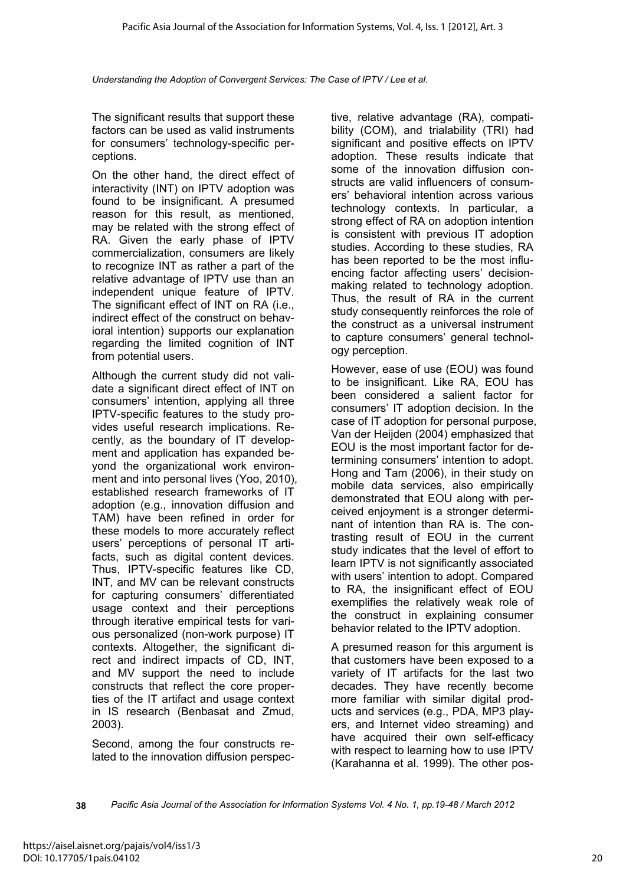The significant results that support these factors can be used as valid instruments for consumers' technology-specific perceptions.

On the other hand, the direct effect of interactivity (INT) on IPTV adoption was found to be insignificant. A presumed reason for this result, as mentioned, may be related with the strong effect of RA. Given the early phase of IPTV commercialization, consumers are likely to recognize INT as rather a part of the relative advantage of IPTV use than an independent unique feature of IPTV. The significant effect of INT on RA (i.e., indirect effect of the construct on behavioral intention) supports our explanation regarding the limited cognition of INT from potential users.

Although the current study did not validate a significant direct effect of INT on consumers' intention, applying all three IPTV-specific features to the study provides useful research implications. Recently, as the boundary of IT development and application has expanded beyond the organizational work environment and into personal lives (Yoo, 2010), established research frameworks of IT adoption (e.g., innovation diffusion and TAM) have been refined in order for these models to more accurately reflect users' perceptions of personal IT artifacts, such as digital content devices. Thus, IPTV-specific features like CD, INT, and MV can be relevant constructs for capturing consumers' differentiated usage context and their perceptions through iterative empirical tests for various personalized (non-work purpose) IT contexts. Altogether, the significant direct and indirect impacts of CD, INT, and MV support the need to include constructs that reflect the core properties of the IT artifact and usage context in IS research (Benbasat and Zmud, 2003).

Second, among the four constructs related to the innovation diffusion perspective, relative advantage (RA), compatibility (COM), and trialability (TRI) had significant and positive effects on IPTV adoption. These results indicate that some of the innovation diffusion constructs are valid influencers of consumers' behavioral intention across various technology contexts. In particular, a strong effect of RA on adoption intention is consistent with previous IT adoption studies. According to these studies, RA has been reported to be the most influencing factor affecting users' decision-making related to technology adoption. Thus, the result of RA in the current study consequently reinforces the role of the construct as a universal instrument to capture consumers' general technology perception.

However, ease of use (EOU) was found to be insignificant. Like RA, EOU has been considered a salient factor for consumers' IT adoption decision. In the case of IT adoption for personal purpose, Van der Heijden (2004) emphasized that EOU is the most important factor for determining consumers' intention to adopt. Hong and Tam (2006), in their study on mobile data services, also empirically demonstrated that EOU along with perceived enjoyment is a stronger determinant of intention than RA is. The contrasting result of EOU in the current study indicates that the level of effort to learn IPTV is not significantly associated with users' intention to adopt. Compared to RA, the insignificant effect of EOU exemplifies the relatively weak role of the construct in explaining consumer behavior related to the IPTV adoption.

A presumed reason for this argument is that customers have been exposed to a variety of IT artifacts for the last two decades. They have recently become more familiar with similar digital products and services (e.g., PDA, MP3 players, and Internet video streaming) and have acquired their own self-efficacy with respect to learning how to use IPTV (Karahanna et al. 1999). The other pos-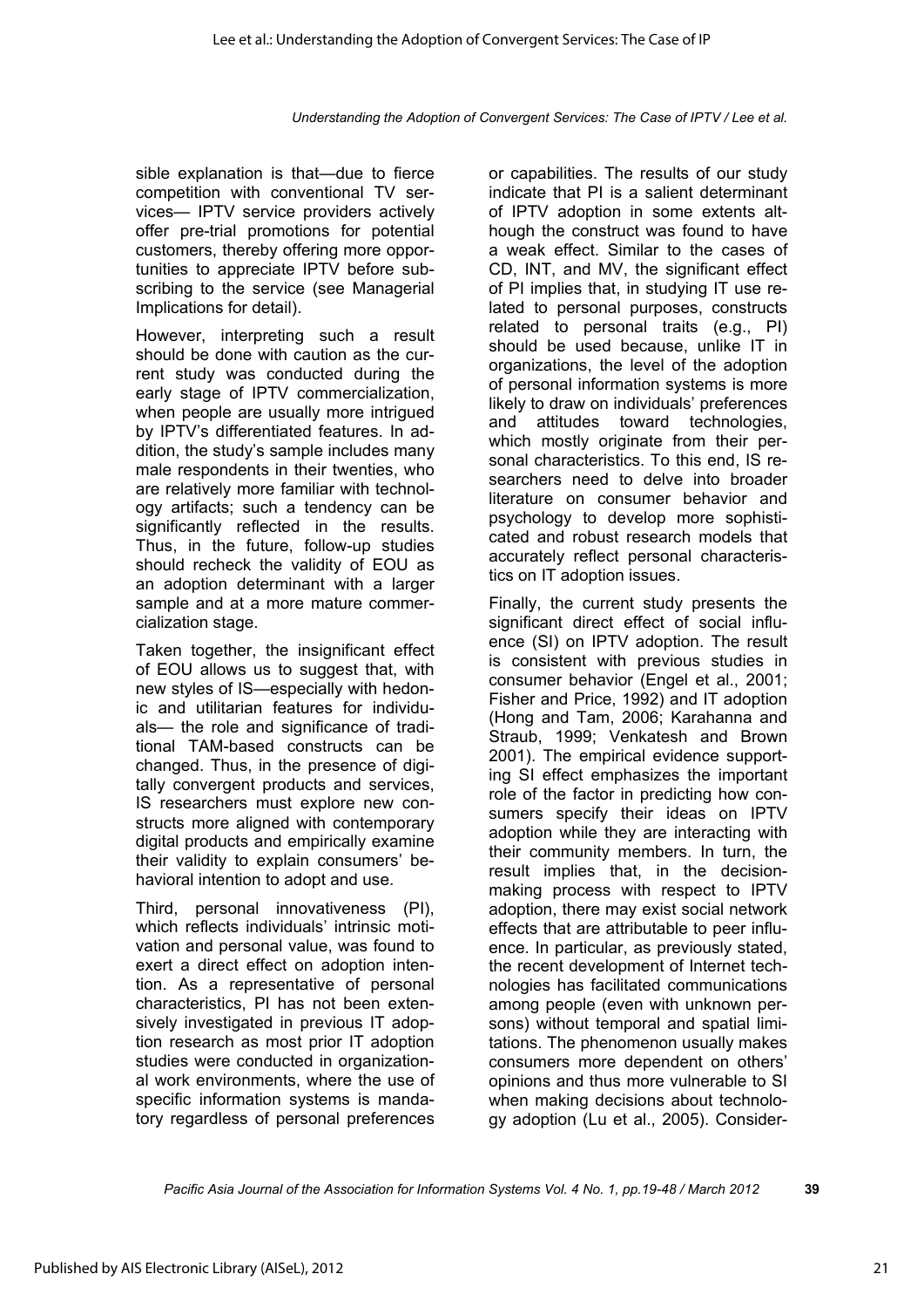sible explanation is that—due to fierce competition with conventional TV services— IPTV service providers actively offer pre-trial promotions for potential customers, thereby offering more opportunities to appreciate IPTV before subscribing to the service (see Managerial Implications for detail).

However, interpreting such a result should be done with caution as the current study was conducted during the early stage of IPTV commercialization, when people are usually more intrigued by IPTV's differentiated features. In addition, the study's sample includes many male respondents in their twenties, who are relatively more familiar with technology artifacts; such a tendency can be significantly reflected in the results. Thus, in the future, follow-up studies should recheck the validity of EOU as an adoption determinant with a larger sample and at a more mature commercialization stage.

Taken together, the insignificant effect of EOU allows us to suggest that, with new styles of IS—especially with hedonic and utilitarian features for individuals— the role and significance of traditional TAM-based constructs can be changed. Thus, in the presence of digitally convergent products and services, IS researchers must explore new constructs more aligned with contemporary digital products and empirically examine their validity to explain consumers' behavioral intention to adopt and use.

Third, personal innovativeness (PI), which reflects individuals' intrinsic motivation and personal value, was found to exert a direct effect on adoption intention. As a representative of personal characteristics, PI has not been extensively investigated in previous IT adoption research as most prior IT adoption studies were conducted in organizational work environments, where the use of specific information systems is mandatory regardless of personal preferences or capabilities. The results of our study indicate that PI is a salient determinant of IPTV adoption in some extents although the construct was found to have a weak effect. Similar to the cases of CD, INT, and MV, the significant effect of PI implies that, in studying IT use related to personal purposes, constructs related to personal traits (e.g., PI) should be used because, unlike IT in organizations, the level of the adoption of personal information systems is more likely to draw on individuals' preferences and attitudes toward technologies, which mostly originate from their personal characteristics. To this end, IS researchers need to delve into broader literature on consumer behavior and psychology to develop more sophisticated and robust research models that accurately reflect personal characteristics on IT adoption issues.

Finally, the current study presents the significant direct effect of social influence (SI) on IPTV adoption. The result is consistent with previous studies in consumer behavior (Engel et al., 2001; Fisher and Price, 1992) and IT adoption (Hong and Tam, 2006; Karahanna and Straub, 1999; Venkatesh and Brown 2001). The empirical evidence supporting SI effect emphasizes the important role of the factor in predicting how consumers specify their ideas on IPTV adoption while they are interacting with their community members. In turn, the result implies that, in the decision-making process with respect to IPTV adoption, there may exist social network effects that are attributable to peer influence. In particular, as previously stated, the recent development of Internet technologies has facilitated communications among people (even with unknown persons) without temporal and spatial limitations. The phenomenon usually makes consumers more dependent on others' opinions and thus more vulnerable to SI when making decisions about technology adoption (Lu et al., 2005). Consider-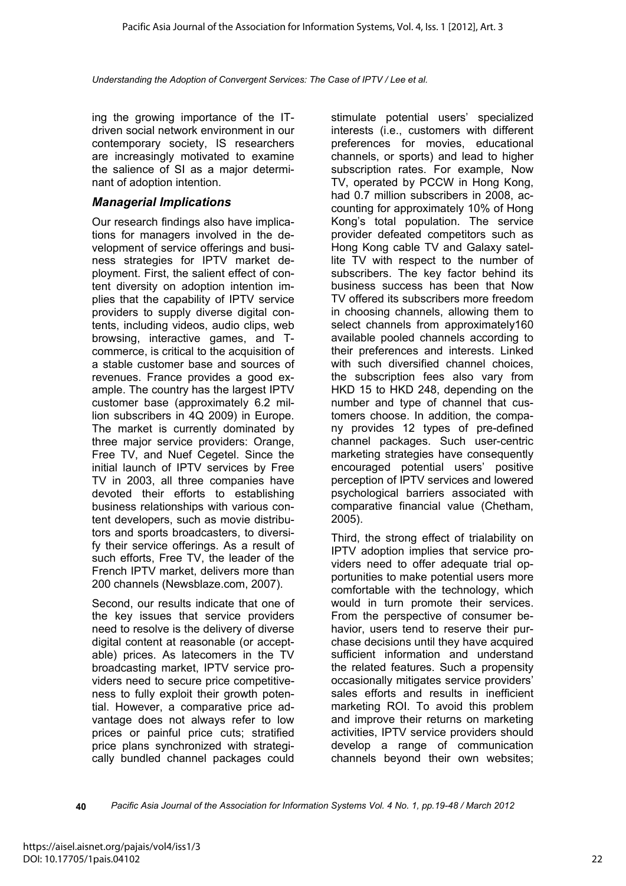ing the growing importance of the IT-driven social network environment in our contemporary society, IS researchers are increasingly motivated to examine the salience of SI as a major determinant of adoption intention.

### *Managerial Implications*

Our research findings also have implications for managers involved in the development of service offerings and business strategies for IPTV market deployment. First, the salient effect of content diversity on adoption intention implies that the capability of IPTV service providers to supply diverse digital contents, including videos, audio clips, web browsing, interactive games, and T-commerce, is critical to the acquisition of a stable customer base and sources of revenues. France provides a good example. The country has the largest IPTV customer base (approximately 6.2 million subscribers in 4Q 2009) in Europe. The market is currently dominated by three major service providers: Orange, Free TV, and Nuef Cegetel. Since the initial launch of IPTV services by Free TV in 2003, all three companies have devoted their efforts to establishing business relationships with various content developers, such as movie distributors and sports broadcasters, to diversify their service offerings. As a result of such efforts, Free TV, the leader of the French IPTV market, delivers more than 200 channels (Newsblaze.com, 2007).

Second, our results indicate that one of the key issues that service providers need to resolve is the delivery of diverse digital content at reasonable (or acceptable) prices. As latecomers in the TV broadcasting market, IPTV service providers need to secure price competitiveness to fully exploit their growth potential. However, a comparative price advantage does not always refer to low prices or painful price cuts; stratified price plans synchronized with strategically bundled channel packages could stimulate potential users' specialized interests (i.e., customers with different preferences for movies, educational channels, or sports) and lead to higher subscription rates. For example, Now TV, operated by PCCW in Hong Kong, had 0.7 million subscribers in 2008, accounting for approximately 10% of Hong Kong's total population. The service provider defeated competitors such as Hong Kong cable TV and Galaxy satellite TV with respect to the number of subscribers. The key factor behind its business success has been that Now TV offered its subscribers more freedom in choosing channels, allowing them to select channels from approximately160 available pooled channels according to their preferences and interests. Linked with such diversified channel choices, the subscription fees also vary from HKD 15 to HKD 248, depending on the number and type of channel that customers choose. In addition, the company provides 12 types of pre-defined channel packages. Such user-centric marketing strategies have consequently encouraged potential users' positive perception of IPTV services and lowered psychological barriers associated with comparative financial value (Chetham, 2005).

Third, the strong effect of trialability on IPTV adoption implies that service providers need to offer adequate trial opportunities to make potential users more comfortable with the technology, which would in turn promote their services. From the perspective of consumer behavior, users tend to reserve their purchase decisions until they have acquired sufficient information and understand the related features. Such a propensity occasionally mitigates service providers' sales efforts and results in inefficient marketing ROI. To avoid this problem and improve their returns on marketing activities, IPTV service providers should develop a range of communication channels beyond their own websites;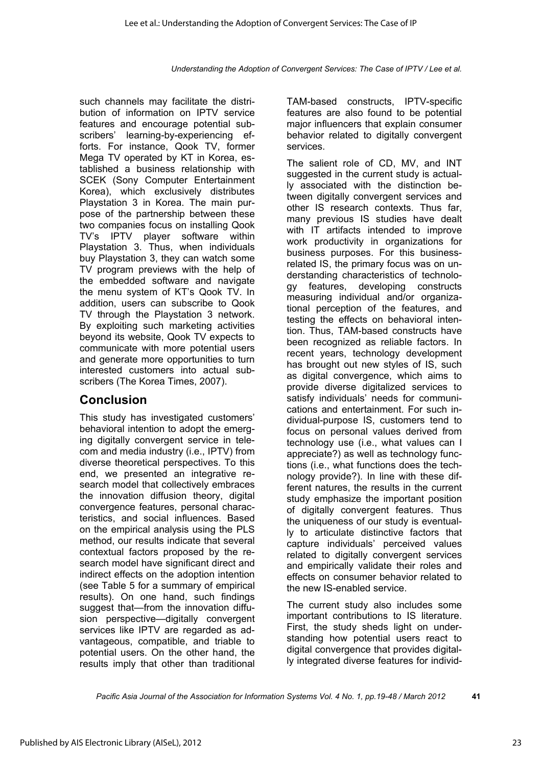such channels may facilitate the distribution of information on IPTV service features and encourage potential subscribers' learning-by-experiencing efforts. For instance, Qook TV, former Mega TV operated by KT in Korea, established a business relationship with SCEK (Sony Computer Entertainment Korea), which exclusively distributes Playstation 3 in Korea. The main purpose of the partnership between these two companies focus on installing Qook TV's IPTV player software within Playstation 3. Thus, when individuals buy Playstation 3, they can watch some TV program previews with the help of the embedded software and navigate the menu system of KT's Qook TV. In addition, users can subscribe to Qook TV through the Playstation 3 network. By exploiting such marketing activities beyond its website, Qook TV expects to communicate with more potential users and generate more opportunities to turn interested customers into actual subscribers (The Korea Times, 2007).

## Conclusion

This study has investigated customers' behavioral intention to adopt the emerging digitally convergent service in telecom and media industry (i.e., IPTV) from diverse theoretical perspectives. To this end, we presented an integrative research model that collectively embraces the innovation diffusion theory, digital convergence features, personal characteristics, and social influences. Based on the empirical analysis using the PLS method, our results indicate that several contextual factors proposed by the research model have significant direct and indirect effects on the adoption intention (see Table 5 for a summary of empirical results). On one hand, such findings suggest that—from the innovation diffusion perspective—digitally convergent services like IPTV are regarded as advantageous, compatible, and triable to potential users. On the other hand, the results imply that other than traditional TAM-based constructs, IPTV-specific features are also found to be potential major influencers that explain consumer behavior related to digitally convergent services.

The salient role of CD, MV, and INT suggested in the current study is actually associated with the distinction between digitally convergent services and other IS research contexts. Thus far, many previous IS studies have dealt with IT artifacts intended to improve work productivity in organizations for business purposes. For this business-related IS, the primary focus was on understanding characteristics of technology features, developing constructs measuring individual and/or organizational perception of the features, and testing the effects on behavioral intention. Thus, TAM-based constructs have been recognized as reliable factors. In recent years, technology development has brought out new styles of IS, such as digital convergence, which aims to provide diverse digitalized services to satisfy individuals' needs for communications and entertainment. For such individual-purpose IS, customers tend to focus on personal values derived from technology use (i.e., what values can I appreciate?) as well as technology functions (i.e., what functions does the technology provide?). In line with these different natures, the results in the current study emphasize the important position of digitally convergent features. Thus the uniqueness of our study is eventually to articulate distinctive factors that capture individuals' perceived values related to digitally convergent services and empirically validate their roles and effects on consumer behavior related to the new IS-enabled service.

The current study also includes some important contributions to IS literature. First, the study sheds light on understanding how potential users react to digital convergence that provides digitally integrated diverse features for individ-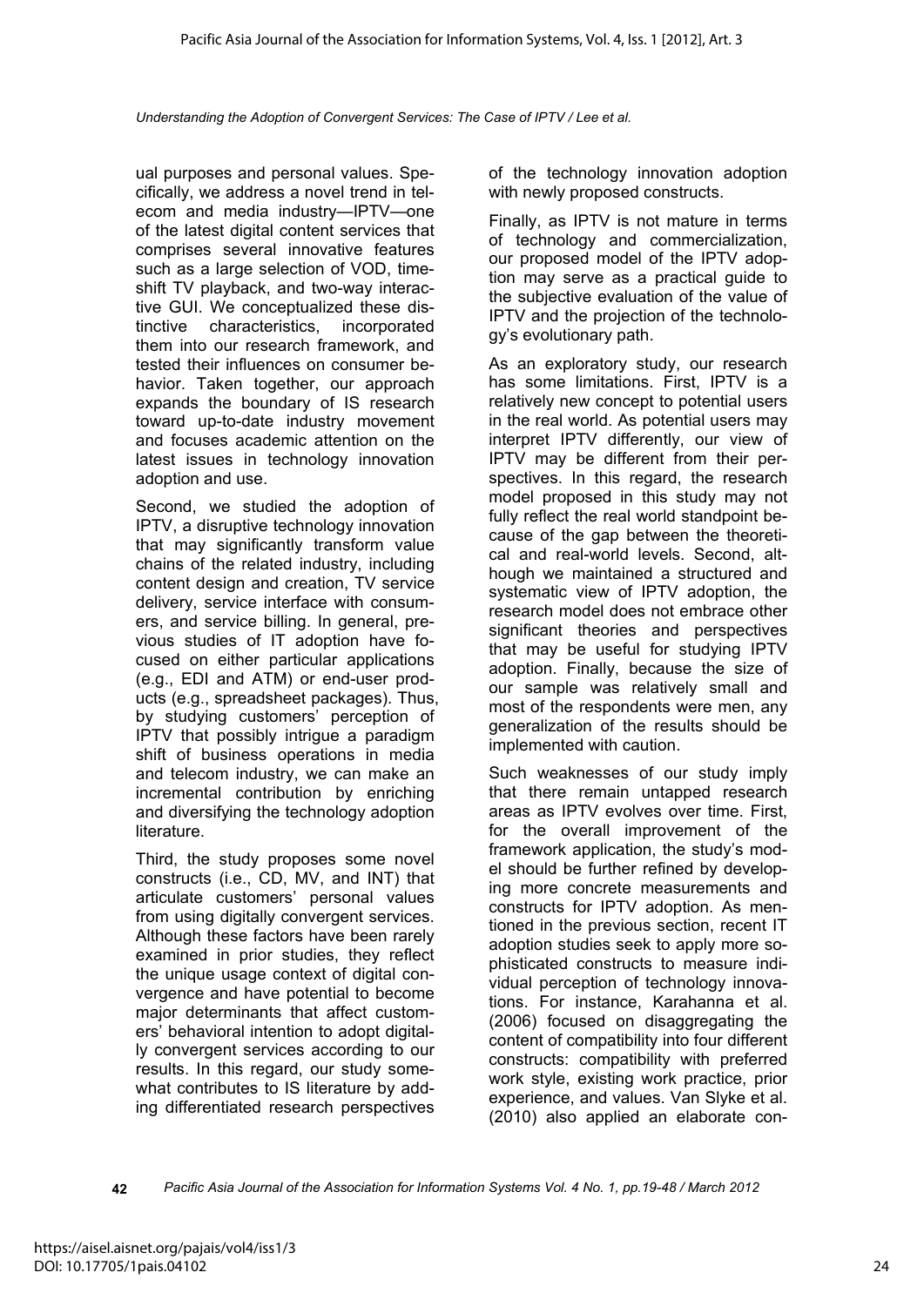ual purposes and personal values. Specifically, we address a novel trend in telecom and media industry—IPTV—one of the latest digital content services that comprises several innovative features such as a large selection of VOD, time-shift TV playback, and two-way interactive GUI. We conceptualized these distinctive characteristics, incorporated them into our research framework, and tested their influences on consumer behavior. Taken together, our approach expands the boundary of IS research toward up-to-date industry movement and focuses academic attention on the latest issues in technology innovation adoption and use.

Second, we studied the adoption of IPTV, a disruptive technology innovation that may significantly transform value chains of the related industry, including content design and creation, TV service delivery, service interface with consumers, and service billing. In general, previous studies of IT adoption have focused on either particular applications (e.g., EDI and ATM) or end-user products (e.g., spreadsheet packages). Thus, by studying customers' perception of IPTV that possibly intrigue a paradigm shift of business operations in media and telecom industry, we can make an incremental contribution by enriching and diversifying the technology adoption literature.

Third, the study proposes some novel constructs (i.e., CD, MV, and INT) that articulate customers' personal values from using digitally convergent services. Although these factors have been rarely examined in prior studies, they reflect the unique usage context of digital convergence and have potential to become major determinants that affect customers' behavioral intention to adopt digitally convergent services according to our results. In this regard, our study somewhat contributes to IS literature by adding differentiated research perspectives of the technology innovation adoption with newly proposed constructs.

Finally, as IPTV is not mature in terms of technology and commercialization, our proposed model of the IPTV adoption may serve as a practical guide to the subjective evaluation of the value of IPTV and the projection of the technology's evolutionary path.

As an exploratory study, our research has some limitations. First, IPTV is a relatively new concept to potential users in the real world. As potential users may interpret IPTV differently, our view of IPTV may be different from their perspectives. In this regard, the research model proposed in this study may not fully reflect the real world standpoint because of the gap between the theoretical and real-world levels. Second, although we maintained a structured and systematic view of IPTV adoption, the research model does not embrace other significant theories and perspectives that may be useful for studying IPTV adoption. Finally, because the size of our sample was relatively small and most of the respondents were men, any generalization of the results should be implemented with caution.

Such weaknesses of our study imply that there remain untapped research areas as IPTV evolves over time. First, for the overall improvement of the framework application, the study's model should be further refined by developing more concrete measurements and constructs for IPTV adoption. As mentioned in the previous section, recent IT adoption studies seek to apply more sophisticated constructs to measure individual perception of technology innovations. For instance, Karahanna et al. (2006) focused on disaggregating the content of compatibility into four different constructs: compatibility with preferred work style, existing work practice, prior experience, and values. Van Slyke et al. (2010) also applied an elaborate con-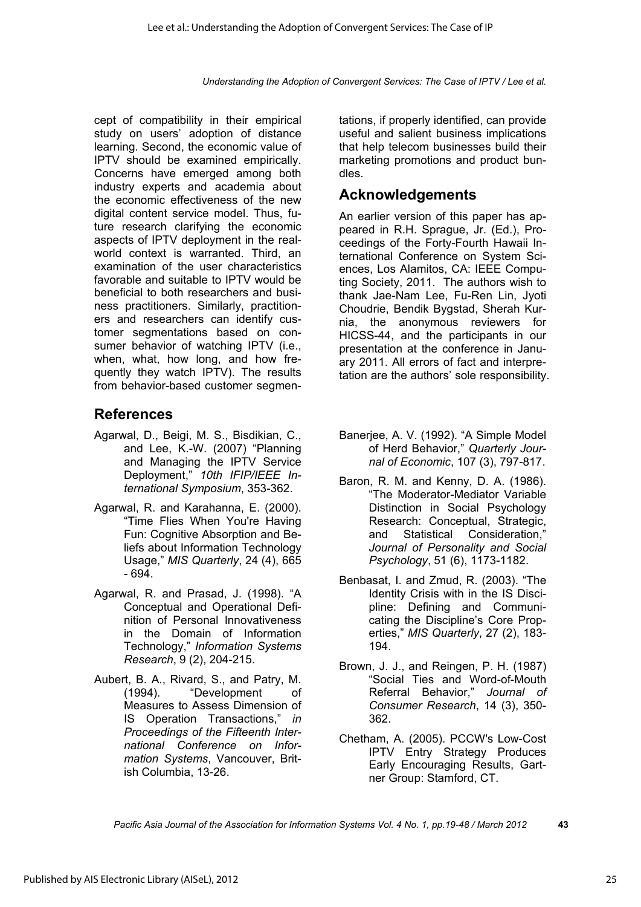cept of compatibility in their empirical study on users' adoption of distance learning. Second, the economic value of IPTV should be examined empirically. Concerns have emerged among both industry experts and academia about the economic effectiveness of the new digital content service model. Thus, future research clarifying the economic aspects of IPTV deployment in the real-world context is warranted. Third, an examination of the user characteristics favorable and suitable to IPTV would be beneficial to both researchers and business practitioners. Similarly, practitioners and researchers can identify customer segmentations based on consumer behavior of watching IPTV (i.e., when, what, how long, and how frequently they watch IPTV). The results from behavior-based customer segmentations, if properly identified, can provide useful and salient business implications that help telecom businesses build their marketing promotions and product bundles.

## Acknowledgements

An earlier version of this paper has appeared in R.H. Sprague, Jr. (Ed.), Proceedings of the Forty-Fourth Hawaii International Conference on System Sciences, Los Alamitos, CA: IEEE Computing Society, 2011. The authors wish to thank Jae-Nam Lee, Fu-Ren Lin, Jyoti Choudrie, Bendik Bygstad, Sherah Kurnia, the anonymous reviewers for HICSS-44, and the participants in our presentation at the conference in January 2011. All errors of fact and interpretation are the authors' sole responsibility.

## References

Agarwal, D., Beigi, M. S., Bisdikian, C., and Lee, K.-W. (2007) "Planning and Managing the IPTV Service Deployment," *10th IFIP/IEEE International Symposium*, 353-362.

Agarwal, R. and Karahanna, E. (2000). "Time Flies When You're Having Fun: Cognitive Absorption and Beliefs about Information Technology Usage," *MIS Quarterly*, 24 (4), 665 - 694.

Agarwal, R. and Prasad, J. (1998). "A Conceptual and Operational Definition of Personal Innovativeness in the Domain of Information Technology," *Information Systems Research*, 9 (2), 204-215.

Aubert, B. A., Rivard, S., and Patry, M. (1994). "Development of Measures to Assess Dimension of IS Operation Transactions," *in Proceedings of the Fifteenth International Conference on Information Systems*, Vancouver, British Columbia, 13-26.

Banerjee, A. V. (1992). "A Simple Model of Herd Behavior," *Quarterly Journal of Economic*, 107 (3), 797-817.

Baron, R. M. and Kenny, D. A. (1986). "The Moderator-Mediator Variable Distinction in Social Psychology Research: Conceptual, Strategic, and Statistical Consideration," *Journal of Personality and Social Psychology*, 51 (6), 1173-1182.

Benbasat, I. and Zmud, R. (2003). "The Identity Crisis with in the IS Discipline: Defining and Communicating the Discipline's Core Properties," *MIS Quarterly*, 27 (2), 183-194.

Brown, J. J., and Reingen, P. H. (1987) "Social Ties and Word-of-Mouth Referral Behavior," *Journal of Consumer Research*, 14 (3), 350-362.

Chetham, A. (2005). PCCW's Low-Cost IPTV Entry Strategy Produces Early Encouraging Results, Gartner Group: Stamford, CT.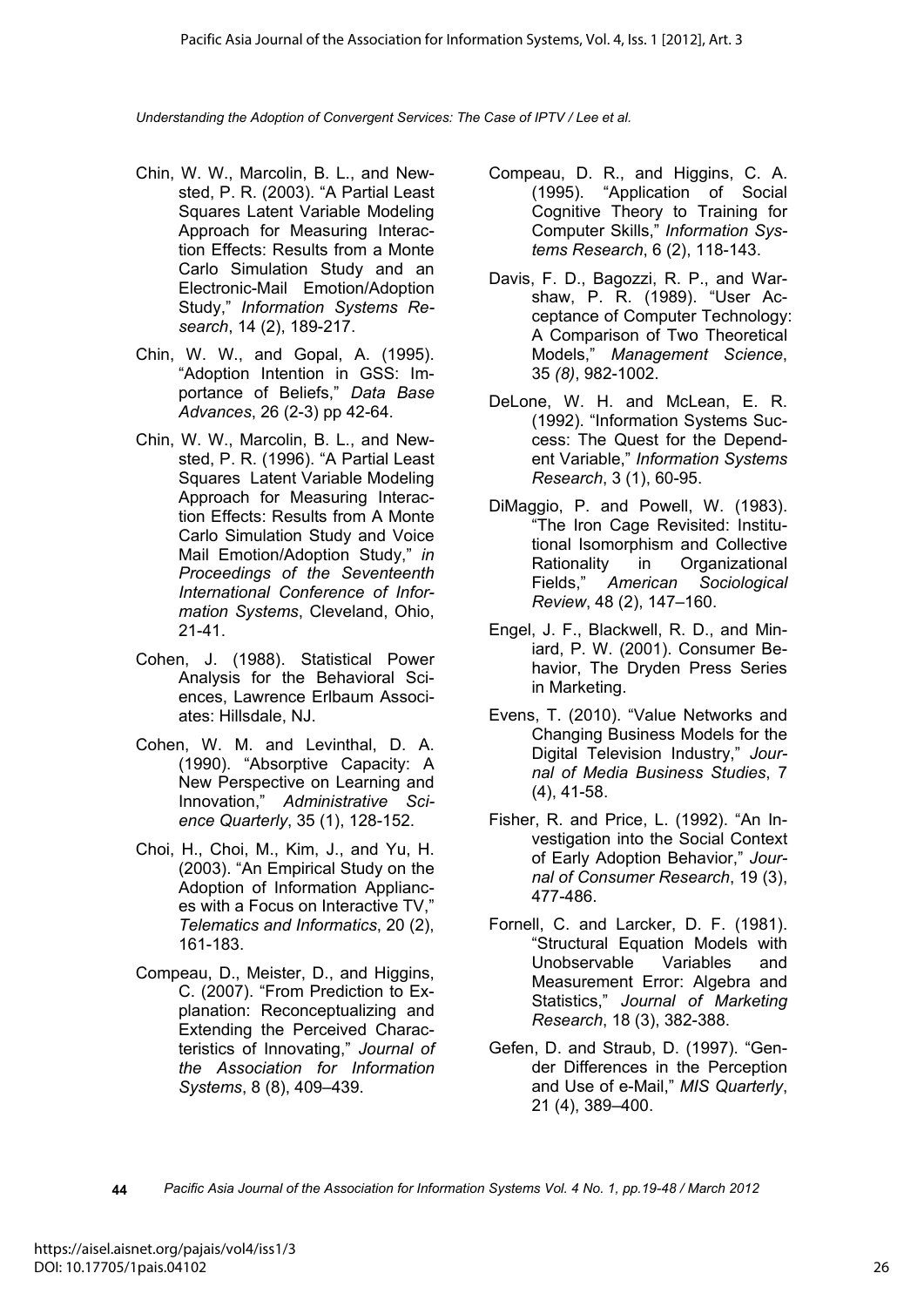- Chin, W. W., Marcolin, B. L., and Newsted, P. R. (2003). "A Partial Least Squares Latent Variable Modeling Approach for Measuring Interaction Effects: Results from a Monte Carlo Simulation Study and an Electronic-Mail Emotion/Adoption Study," *Information Systems Research*, 14 (2), 189-217.
- Chin, W. W., and Gopal, A. (1995). "Adoption Intention in GSS: Importance of Beliefs," *Data Base Advances*, 26 (2-3) pp 42-64.
- Chin, W. W., Marcolin, B. L., and Newsted, P. R. (1996). "A Partial Least Squares Latent Variable Modeling Approach for Measuring Interaction Effects: Results from A Monte Carlo Simulation Study and Voice Mail Emotion/Adoption Study," *in Proceedings of the Seventeenth International Conference of Information Systems*, Cleveland, Ohio, 21-41.
- Cohen, J. (1988). Statistical Power Analysis for the Behavioral Sciences, Lawrence Erlbaum Associates: Hillsdale, NJ.
- Cohen, W. M. and Levinthal, D. A. (1990). "Absorptive Capacity: A New Perspective on Learning and Innovation," *Administrative Science Quarterly*, 35 (1), 128-152.
- Choi, H., Choi, M., Kim, J., and Yu, H. (2003). "An Empirical Study on the Adoption of Information Appliances with a Focus on Interactive TV," *Telematics and Informatics*, 20 (2), 161-183.
- Compeau, D., Meister, D., and Higgins, C. (2007). "From Prediction to Explanation: Reconceptualizing and Extending the Perceived Characteristics of Innovating," *Journal of the Association for Information Systems*, 8 (8), 409–439.
- Compeau, D. R., and Higgins, C. A. (1995). "Application of Social Cognitive Theory to Training for Computer Skills," *Information Systems Research*, 6 (2), 118-143.
- Davis, F. D., Bagozzi, R. P., and Warshaw, P. R. (1989). "User Acceptance of Computer Technology: A Comparison of Two Theoretical Models," *Management Science*, 35 *(8)*, 982-1002.
- DeLone, W. H. and McLean, E. R. (1992). "Information Systems Success: The Quest for the Dependent Variable," *Information Systems Research*, 3 (1), 60-95.
- DiMaggio, P. and Powell, W. (1983). "The Iron Cage Revisited: Institutional Isomorphism and Collective Rationality in Organizational Fields," *American Sociological Review*, 48 (2), 147–160.
- Engel, J. F., Blackwell, R. D., and Miniard, P. W. (2001). Consumer Behavior, The Dryden Press Series in Marketing.
- Evens, T. (2010). "Value Networks and Changing Business Models for the Digital Television Industry," *Journal of Media Business Studies*, 7 (4), 41-58.
- Fisher, R. and Price, L. (1992). "An Investigation into the Social Context of Early Adoption Behavior," *Journal of Consumer Research*, 19 (3), 477-486.
- Fornell, C. and Larcker, D. F. (1981). "Structural Equation Models with Unobservable Variables and Measurement Error: Algebra and Statistics," *Journal of Marketing Research*, 18 (3), 382-388.
- Gefen, D. and Straub, D. (1997). "Gender Differences in the Perception and Use of e-Mail," *MIS Quarterly*, 21 (4), 389–400.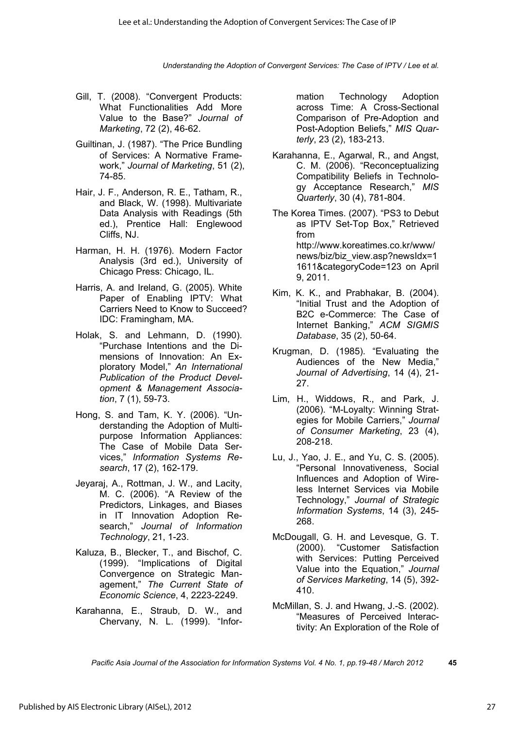Gill, T. (2008). "Convergent Products: What Functionalities Add More Value to the Base?" *Journal of Marketing*, 72 (2), 46-62.

Guiltinan, J. (1987). "The Price Bundling of Services: A Normative Framework," *Journal of Marketing*, 51 (2), 74-85.

Hair, J. F., Anderson, R. E., Tatham, R., and Black, W. (1998). Multivariate Data Analysis with Readings (5th ed.), Prentice Hall: Englewood Cliffs, NJ.

Harman, H. H. (1976). Modern Factor Analysis (3rd ed.), University of Chicago Press: Chicago, IL.

Harris, A. and Ireland, G. (2005). White Paper of Enabling IPTV: What Carriers Need to Know to Succeed? IDC: Framingham, MA.

Holak, S. and Lehmann, D. (1990). "Purchase Intentions and the Dimensions of Innovation: An Exploratory Model," *An International Publication of the Product Development & Management Association*, 7 (1), 59-73.

Hong, S. and Tam, K. Y. (2006). "Understanding the Adoption of Multipurpose Information Appliances: The Case of Mobile Data Services," *Information Systems Research*, 17 (2), 162-179.

Jeyaraj, A., Rottman, J. W., and Lacity, M. C. (2006). "A Review of the Predictors, Linkages, and Biases in IT Innovation Adoption Research," *Journal of Information Technology*, 21, 1-23.

Kaluza, B., Blecker, T., and Bischof, C. (1999). "Implications of Digital Convergence on Strategic Management," *The Current State of Economic Science*, 4, 2223-2249.

Karahanna, E., Straub, D. W., and Chervany, N. L. (1999). "Information Technology Adoption across Time: A Cross-Sectional Comparison of Pre-Adoption and Post-Adoption Beliefs," *MIS Quarterly*, 23 (2), 183-213.

Karahanna, E., Agarwal, R., and Angst, C. M. (2006). "Reconceptualizing Compatibility Beliefs in Technology Acceptance Research," *MIS Quarterly*, 30 (4), 781-804.

The Korea Times. (2007). "PS3 to Debut as IPTV Set-Top Box," Retrieved from http://www.koreatimes.co.kr/www/news/biz/biz_view.asp?newsIdx=11611&categoryCode=123 on April 9, 2011.

Kim, K. K., and Prabhakar, B. (2004). "Initial Trust and the Adoption of B2C e-Commerce: The Case of Internet Banking," *ACM SIGMIS Database*, 35 (2), 50-64.

Krugman, D. (1985). "Evaluating the Audiences of the New Media," *Journal of Advertising*, 14 (4), 21-27.

Lim, H., Widdows, R., and Park, J. (2006). "M-Loyalty: Winning Strategies for Mobile Carriers," *Journal of Consumer Marketing*, 23 (4), 208-218.

Lu, J., Yao, J. E., and Yu, C. S. (2005). "Personal Innovativeness, Social Influences and Adoption of Wireless Internet Services via Mobile Technology," *Journal of Strategic Information Systems*, 14 (3), 245-268.

McDougall, G. H. and Levesque, G. T. (2000). "Customer Satisfaction with Services: Putting Perceived Value into the Equation," *Journal of Services Marketing*, 14 (5), 392-410.

McMillan, S. J. and Hwang, J.-S. (2002). "Measures of Perceived Interactivity: An Exploration of the Role of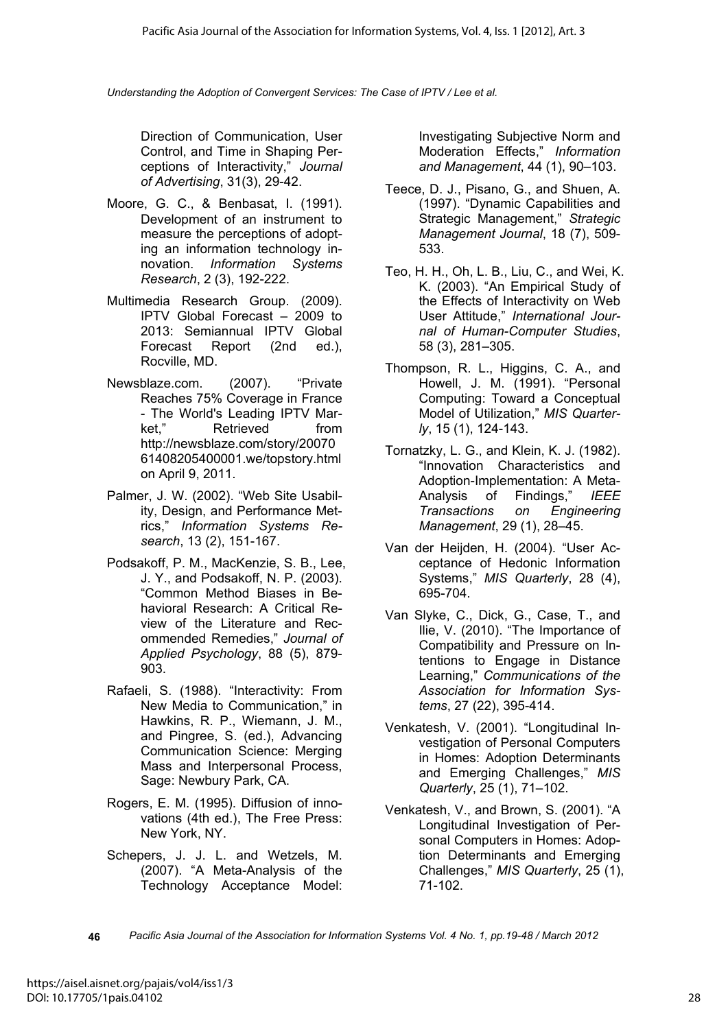Direction of Communication, User Control, and Time in Shaping Perceptions of Interactivity," *Journal of Advertising*, 31(3), 29-42.

Moore, G. C., & Benbasat, I. (1991). Development of an instrument to measure the perceptions of adopting an information technology innovation. *Information Systems Research*, 2 (3), 192-222.

Multimedia Research Group. (2009). IPTV Global Forecast – 2009 to 2013: Semiannual IPTV Global Forecast Report (2nd ed.), Rocville, MD.

Newsblaze.com. (2007). "Private Reaches 75% Coverage in France - The World's Leading IPTV Market," Retrieved from http://newsblaze.com/story/2007061408205400001.we/topstory.html on April 9, 2011.

Palmer, J. W. (2002). "Web Site Usability, Design, and Performance Metrics," *Information Systems Research*, 13 (2), 151-167.

Podsakoff, P. M., MacKenzie, S. B., Lee, J. Y., and Podsakoff, N. P. (2003). "Common Method Biases in Behavioral Research: A Critical Review of the Literature and Recommended Remedies," *Journal of Applied Psychology*, 88 (5), 879-903.

Rafaeli, S. (1988). "Interactivity: From New Media to Communication," in Hawkins, R. P., Wiemann, J. M., and Pingree, S. (ed.), Advancing Communication Science: Merging Mass and Interpersonal Process, Sage: Newbury Park, CA.

Rogers, E. M. (1995). Diffusion of innovations (4th ed.), The Free Press: New York, NY.

Schepers, J. J. L. and Wetzels, M. (2007). "A Meta-Analysis of the Technology Acceptance Model: Investigating Subjective Norm and Moderation Effects," *Information and Management*, 44 (1), 90–103.

Teece, D. J., Pisano, G., and Shuen, A. (1997). "Dynamic Capabilities and Strategic Management," *Strategic Management Journal*, 18 (7), 509-533.

Teo, H. H., Oh, L. B., Liu, C., and Wei, K. K. (2003). "An Empirical Study of the Effects of Interactivity on Web User Attitude," *International Journal of Human-Computer Studies*, 58 (3), 281–305.

Thompson, R. L., Higgins, C. A., and Howell, J. M. (1991). "Personal Computing: Toward a Conceptual Model of Utilization," *MIS Quarterly*, 15 (1), 124-143.

Tornatzky, L. G., and Klein, K. J. (1982). "Innovation Characteristics and Adoption-Implementation: A Meta-Analysis of Findings," *IEEE Transactions on Engineering Management*, 29 (1), 28–45.

Van der Heijden, H. (2004). "User Acceptance of Hedonic Information Systems," *MIS Quarterly*, 28 (4), 695-704.

Van Slyke, C., Dick, G., Case, T., and Ilie, V. (2010). "The Importance of Compatibility and Pressure on Intentions to Engage in Distance Learning," *Communications of the Association for Information Systems*, 27 (22), 395-414.

Venkatesh, V. (2001). "Longitudinal Investigation of Personal Computers in Homes: Adoption Determinants and Emerging Challenges," *MIS Quarterly*, 25 (1), 71–102.

Venkatesh, V., and Brown, S. (2001). "A Longitudinal Investigation of Personal Computers in Homes: Adoption Determinants and Emerging Challenges," *MIS Quarterly*, 25 (1), 71-102.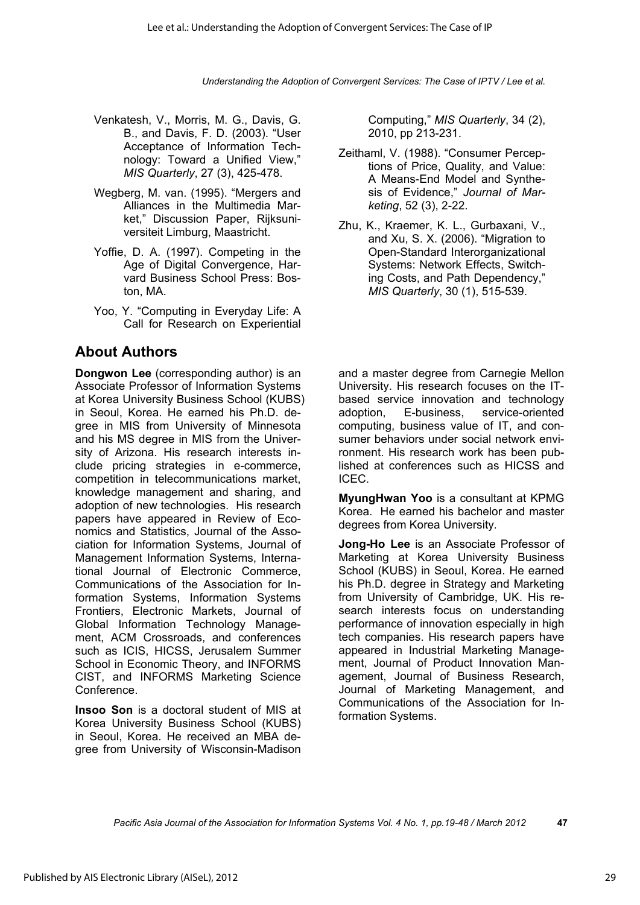Venkatesh, V., Morris, M. G., Davis, G. B., and Davis, F. D. (2003). "User Acceptance of Information Technology: Toward a Unified View," *MIS Quarterly*, 27 (3), 425-478.

Wegberg, M. van. (1995). "Mergers and Alliances in the Multimedia Market," Discussion Paper, Rijksuniversiteit Limburg, Maastricht.

Yoffie, D. A. (1997). Competing in the Age of Digital Convergence, Harvard Business School Press: Boston, MA.

Yoo, Y. "Computing in Everyday Life: A Call for Research on Experiential Computing," *MIS Quarterly*, 34 (2), 2010, pp 213-231.

Zeithaml, V. (1988). "Consumer Perceptions of Price, Quality, and Value: A Means-End Model and Synthesis of Evidence," *Journal of Marketing*, 52 (3), 2-22.

Zhu, K., Kraemer, K. L., Gurbaxani, V., and Xu, S. X. (2006). "Migration to Open-Standard Interorganizational Systems: Network Effects, Switching Costs, and Path Dependency," *MIS Quarterly*, 30 (1), 515-539.

## About Authors

**Dongwon Lee** (corresponding author) is an Associate Professor of Information Systems at Korea University Business School (KUBS) in Seoul, Korea. He earned his Ph.D. degree in MIS from University of Minnesota and his MS degree in MIS from the University of Arizona. His research interests include pricing strategies in e-commerce, competition in telecommunications market, knowledge management and sharing, and adoption of new technologies. His research papers have appeared in Review of Economics and Statistics, Journal of the Association for Information Systems, Journal of Management Information Systems, International Journal of Electronic Commerce, Communications of the Association for Information Systems, Information Systems Frontiers, Electronic Markets, Journal of Global Information Technology Management, ACM Crossroads, and conferences such as ICIS, HICSS, Jerusalem Summer School in Economic Theory, and INFORMS CIST, and INFORMS Marketing Science Conference.

**Insoo Son** is a doctoral student of MIS at Korea University Business School (KUBS) in Seoul, Korea. He received an MBA degree from University of Wisconsin-Madison and a master degree from Carnegie Mellon University. His research focuses on the IT-based service innovation and technology adoption, E-business, service-oriented computing, business value of IT, and consumer behaviors under social network environment. His research work has been published at conferences such as HICSS and ICEC.

**MyungHwan Yoo** is a consultant at KPMG Korea. He earned his bachelor and master degrees from Korea University.

**Jong-Ho Lee** is an Associate Professor of Marketing at Korea University Business School (KUBS) in Seoul, Korea. He earned his Ph.D. degree in Strategy and Marketing from University of Cambridge, UK. His research interests focus on understanding performance of innovation especially in high tech companies. His research papers have appeared in Industrial Marketing Management, Journal of Product Innovation Management, Journal of Business Research, Journal of Marketing Management, and Communications of the Association for Information Systems.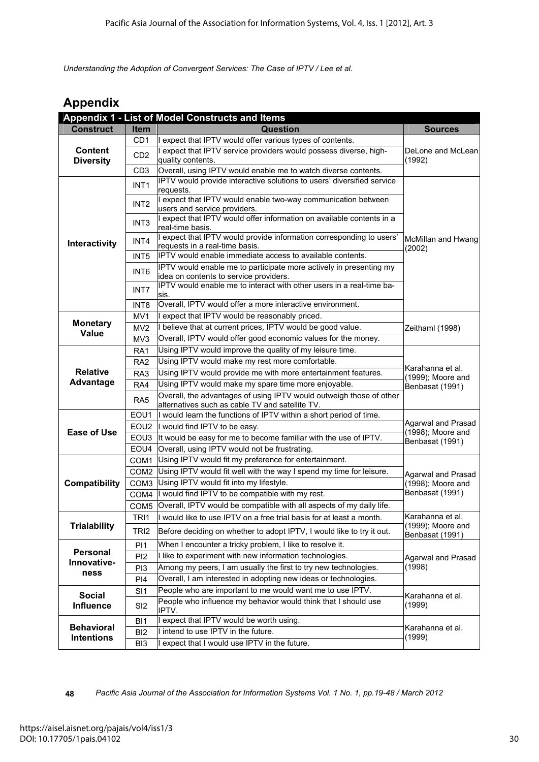# Appendix

**Appendix 1 - List of Model Constructs and Items**

| Construct | Item | Question | Sources |
|---|---|---|---|
| Content Diversity | CD1 | I expect that IPTV would offer various types of contents. | DeLone and McLean (1992) |
| | CD2 | I expect that IPTV service providers would possess diverse, high-quality contents. | |
| | CD3 | Overall, using IPTV would enable me to watch diverse contents. | |
| Interactivity | INT1 | IPTV would provide interactive solutions to users' diversified service requests. | McMillan and Hwang (2002) |
| | INT2 | I expect that IPTV would enable two-way communication between users and service providers. | |
| | INT3 | I expect that IPTV would offer information on available contents in a real-time basis. | |
| | INT4 | I expect that IPTV would provide information corresponding to users' requests in a real-time basis. | |
| | INT5 | IPTV would enable immediate access to available contents. | |
| | INT6 | IPTV would enable me to participate more actively in presenting my idea on contents to service providers. | |
| | INT7 | IPTV would enable me to interact with other users in a real-time basis. | |
| | INT8 | Overall, IPTV would offer a more interactive environment. | |
| Monetary Value | MV1 | I expect that IPTV would be reasonably priced. | Zeithaml (1998) |
| | MV2 | I believe that at current prices, IPTV would be good value. | |
| | MV3 | Overall, IPTV would offer good economic values for the money. | |
| Relative Advantage | RA1 | Using IPTV would improve the quality of my leisure time. | Karahanna et al. (1999); Moore and Benbasat (1991) |
| | RA2 | Using IPTV would make my rest more comfortable. | |
| | RA3 | Using IPTV would provide me with more entertainment features. | |
| | RA4 | Using IPTV would make my spare time more enjoyable. | |
| | RA5 | Overall, the advantages of using IPTV would outweigh those of other alternatives such as cable TV and satellite TV. | |
| Ease of Use | EOU1 | I would learn the functions of IPTV within a short period of time. | Agarwal and Prasad (1998); Moore and Benbasat (1991) |
| | EOU2 | I would find IPTV to be easy. | |
| | EOU3 | It would be easy for me to become familiar with the use of IPTV. | |
| | EOU4 | Overall, using IPTV would not be frustrating. | |
| Compatibility | COM1 | Using IPTV would fit my preference for entertainment. | Agarwal and Prasad (1998); Moore and Benbasat (1991) |
| | COM2 | Using IPTV would fit well with the way I spend my time for leisure. | |
| | COM3 | Using IPTV would fit into my lifestyle. | |
| | COM4 | I would find IPTV to be compatible with my rest. | |
| | COM5 | Overall, IPTV would be compatible with all aspects of my daily life. | |
| Trialability | TRI1 | I would like to use IPTV on a free trial basis for at least a month. | Karahanna et al. (1999); Moore and Benbasat (1991) |
| | TRI2 | Before deciding on whether to adopt IPTV, I would like to try it out. | |
| Personal Innovativeness | PI1 | When I encounter a tricky problem, I like to resolve it. | Agarwal and Prasad (1998) |
| | PI2 | I like to experiment with new information technologies. | |
| | PI3 | Among my peers, I am usually the first to try new technologies. | |
| | PI4 | Overall, I am interested in adopting new ideas or technologies. | |
| Social Influence | SI1 | People who are important to me would want me to use IPTV. | Karahanna et al. (1999) |
| | SI2 | People who influence my behavior would think that I should use IPTV. | |
| Behavioral Intentions | BI1 | I expect that IPTV would be worth using. | Karahanna et al. (1999) |
| | BI2 | I intend to use IPTV in the future. | |
| | BI3 | I expect that I would use IPTV in the future. | |